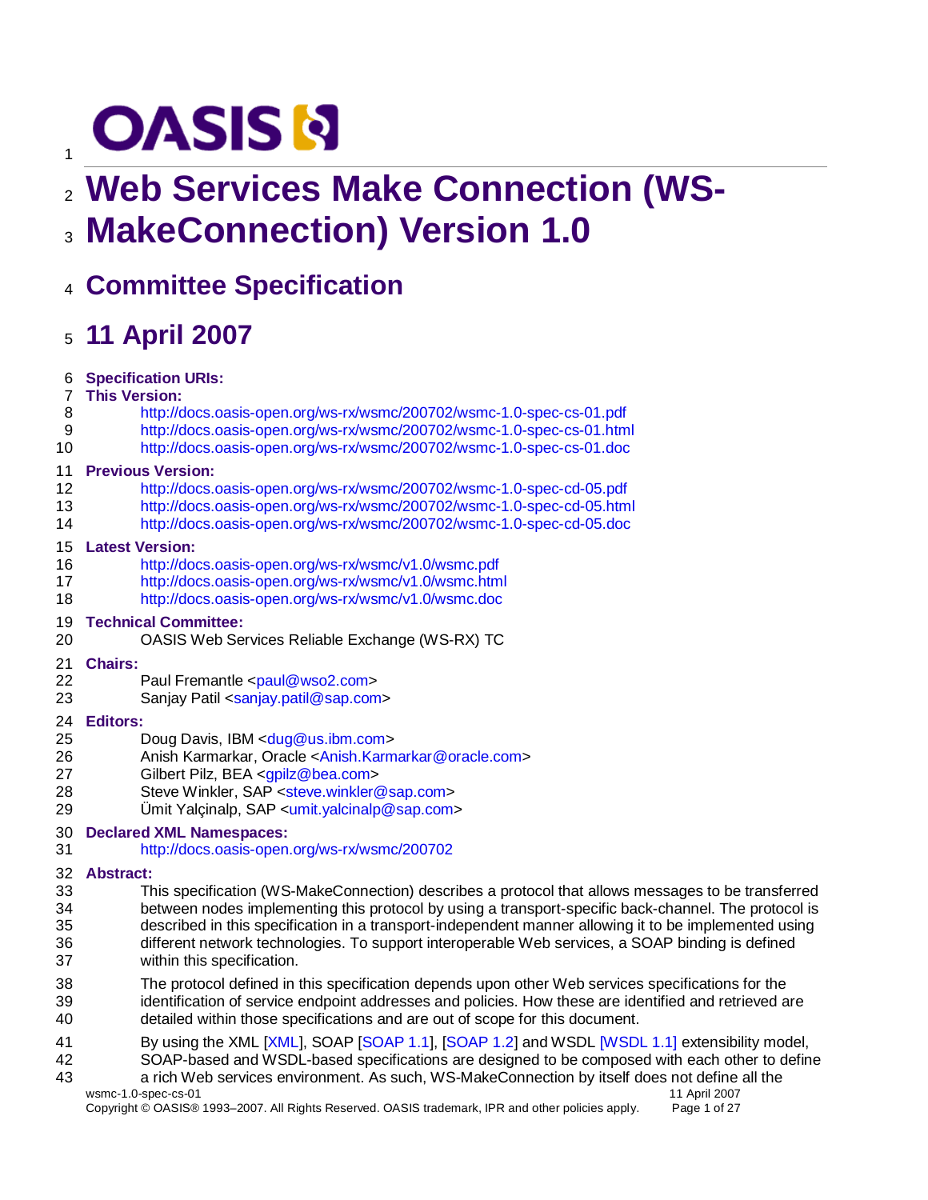# Web Services Make Connection (WS-MakeConnection) Version 1.0

## Committee Specification

## 11 April 2007

**Specification URIs:**

**This Version:**

http://docs.oasis-open.org/ws-rx/wsmc/200702/wsmc-1.0-spec-cs-01.pdf
http://docs.oasis-open.org/ws-rx/wsmc/200702/wsmc-1.0-spec-cs-01.html
http://docs.oasis-open.org/ws-rx/wsmc/200702/wsmc-1.0-spec-cs-01.doc

**Previous Version:**

http://docs.oasis-open.org/ws-rx/wsmc/200702/wsmc-1.0-spec-cd-05.pdf
http://docs.oasis-open.org/ws-rx/wsmc/200702/wsmc-1.0-spec-cd-05.html
http://docs.oasis-open.org/ws-rx/wsmc/200702/wsmc-1.0-spec-cd-05.doc

**Latest Version:**

http://docs.oasis-open.org/ws-rx/wsmc/v1.0/wsmc.pdf
http://docs.oasis-open.org/ws-rx/wsmc/v1.0/wsmc.html
http://docs.oasis-open.org/ws-rx/wsmc/v1.0/wsmc.doc

**Technical Committee:**

OASIS Web Services Reliable Exchange (WS-RX) TC

**Chairs:**

Paul Fremantle <paul@wso2.com>
Sanjay Patil <sanjay.patil@sap.com>

**Editors:**

Doug Davis, IBM <dug@us.ibm.com>
Anish Karmarkar, Oracle <Anish.Karmarkar@oracle.com>
Gilbert Pilz, BEA <gpilz@bea.com>
Steve Winkler, SAP <steve.winkler@sap.com>
Ümit Yalçinalp, SAP <umit.yalcinalp@sap.com>

**Declared XML Namespaces:**

http://docs.oasis-open.org/ws-rx/wsmc/200702

**Abstract:**

This specification (WS-MakeConnection) describes a protocol that allows messages to be transferred between nodes implementing this protocol by using a transport-specific back-channel. The protocol is described in this specification in a transport-independent manner allowing it to be implemented using different network technologies. To support interoperable Web services, a SOAP binding is defined within this specification.

The protocol defined in this specification depends upon other Web services specifications for the identification of service endpoint addresses and policies. How these are identified and retrieved are detailed within those specifications and are out of scope for this document.

By using the XML [XML], SOAP [SOAP 1.1], [SOAP 1.2] and WSDL [WSDL 1.1] extensibility model, SOAP-based and WSDL-based specifications are designed to be composed with each other to define a rich Web services environment. As such, WS-MakeConnection by itself does not define all the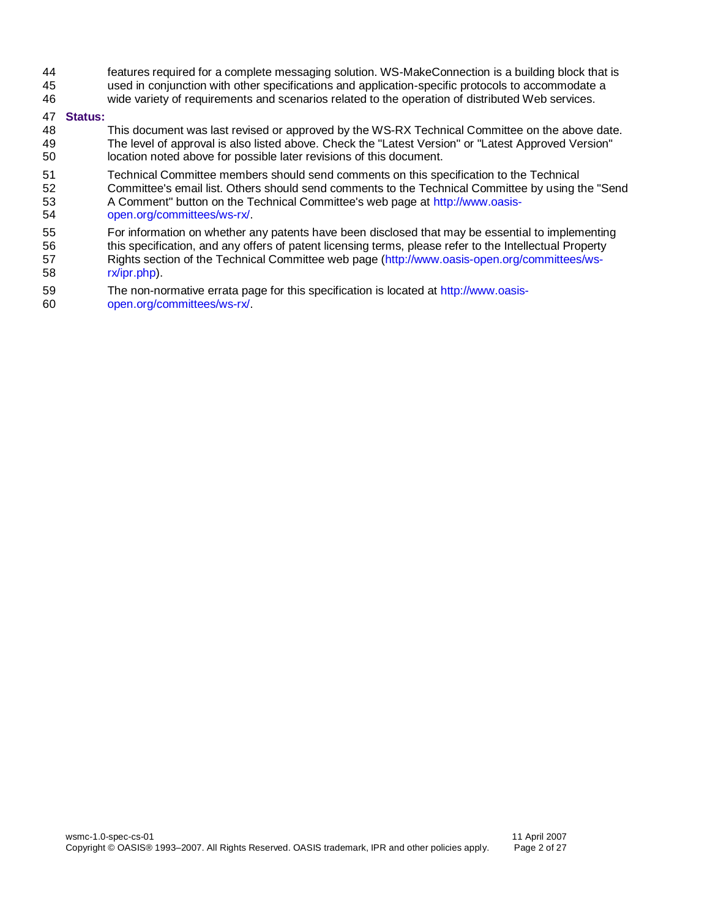features required for a complete messaging solution. WS-MakeConnection is a building block that is used in conjunction with other specifications and application-specific protocols to accommodate a wide variety of requirements and scenarios related to the operation of distributed Web services.

**Status:**

This document was last revised or approved by the WS-RX Technical Committee on the above date. The level of approval is also listed above. Check the "Latest Version" or "Latest Approved Version" location noted above for possible later revisions of this document.

Technical Committee members should send comments on this specification to the Technical Committee's email list. Others should send comments to the Technical Committee by using the "Send A Comment" button on the Technical Committee's web page at http://www.oasis-open.org/committees/ws-rx/.

For information on whether any patents have been disclosed that may be essential to implementing this specification, and any offers of patent licensing terms, please refer to the Intellectual Property Rights section of the Technical Committee web page (http://www.oasis-open.org/committees/ws-rx/ipr.php).

The non-normative errata page for this specification is located at http://www.oasis-open.org/committees/ws-rx/.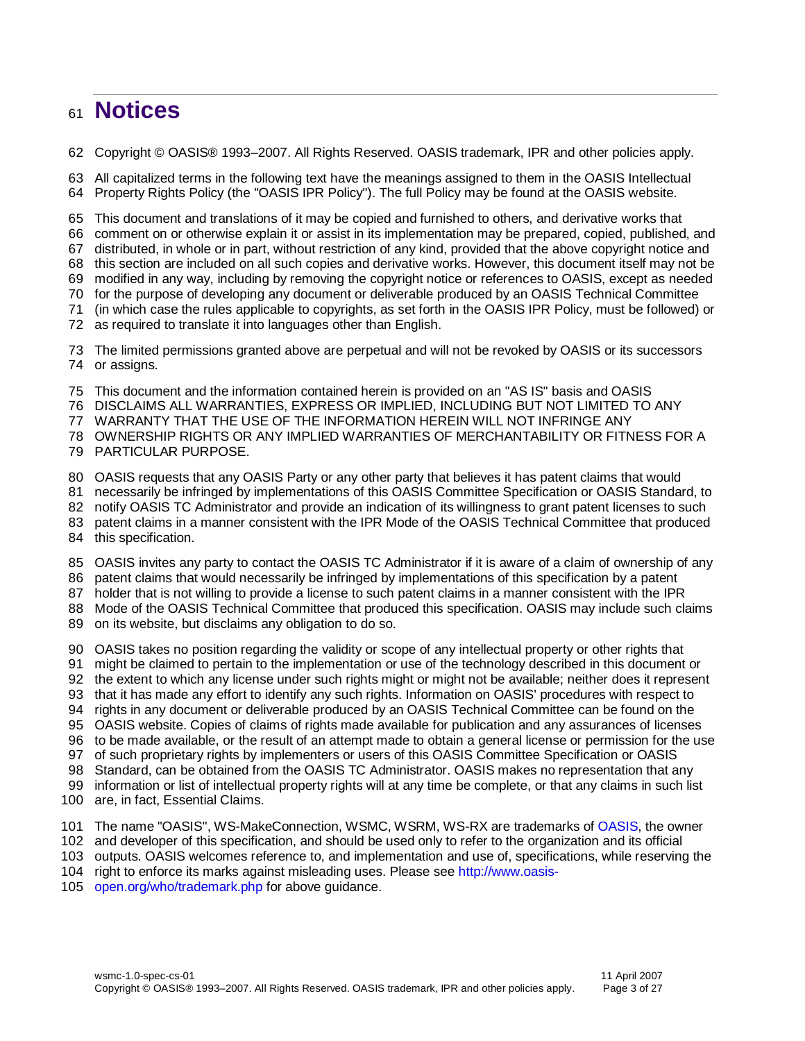# Notices

Copyright © OASIS® 1993–2007. All Rights Reserved. OASIS trademark, IPR and other policies apply.

All capitalized terms in the following text have the meanings assigned to them in the OASIS Intellectual Property Rights Policy (the "OASIS IPR Policy"). The full Policy may be found at the OASIS website.

This document and translations of it may be copied and furnished to others, and derivative works that comment on or otherwise explain it or assist in its implementation may be prepared, copied, published, and distributed, in whole or in part, without restriction of any kind, provided that the above copyright notice and this section are included on all such copies and derivative works. However, this document itself may not be modified in any way, including by removing the copyright notice or references to OASIS, except as needed for the purpose of developing any document or deliverable produced by an OASIS Technical Committee (in which case the rules applicable to copyrights, as set forth in the OASIS IPR Policy, must be followed) or as required to translate it into languages other than English.

The limited permissions granted above are perpetual and will not be revoked by OASIS or its successors or assigns.

This document and the information contained herein is provided on an "AS IS" basis and OASIS DISCLAIMS ALL WARRANTIES, EXPRESS OR IMPLIED, INCLUDING BUT NOT LIMITED TO ANY WARRANTY THAT THE USE OF THE INFORMATION HEREIN WILL NOT INFRINGE ANY OWNERSHIP RIGHTS OR ANY IMPLIED WARRANTIES OF MERCHANTABILITY OR FITNESS FOR A PARTICULAR PURPOSE.

OASIS requests that any OASIS Party or any other party that believes it has patent claims that would necessarily be infringed by implementations of this OASIS Committee Specification or OASIS Standard, to notify OASIS TC Administrator and provide an indication of its willingness to grant patent licenses to such patent claims in a manner consistent with the IPR Mode of the OASIS Technical Committee that produced this specification.

OASIS invites any party to contact the OASIS TC Administrator if it is aware of a claim of ownership of any patent claims that would necessarily be infringed by implementations of this specification by a patent holder that is not willing to provide a license to such patent claims in a manner consistent with the IPR Mode of the OASIS Technical Committee that produced this specification. OASIS may include such claims on its website, but disclaims any obligation to do so.

OASIS takes no position regarding the validity or scope of any intellectual property or other rights that might be claimed to pertain to the implementation or use of the technology described in this document or the extent to which any license under such rights might or might not be available; neither does it represent that it has made any effort to identify any such rights. Information on OASIS' procedures with respect to rights in any document or deliverable produced by an OASIS Technical Committee can be found on the OASIS website. Copies of claims of rights made available for publication and any assurances of licenses to be made available, or the result of an attempt made to obtain a general license or permission for the use of such proprietary rights by implementers or users of this OASIS Committee Specification or OASIS Standard, can be obtained from the OASIS TC Administrator. OASIS makes no representation that any information or list of intellectual property rights will at any time be complete, or that any claims in such list are, in fact, Essential Claims.

The name "OASIS", WS-MakeConnection, WSMC, WSRM, WS-RX are trademarks of OASIS, the owner and developer of this specification, and should be used only to refer to the organization and its official outputs. OASIS welcomes reference to, and implementation and use of, specifications, while reserving the right to enforce its marks against misleading uses. Please see http://www.oasis-open.org/who/trademark.php for above guidance.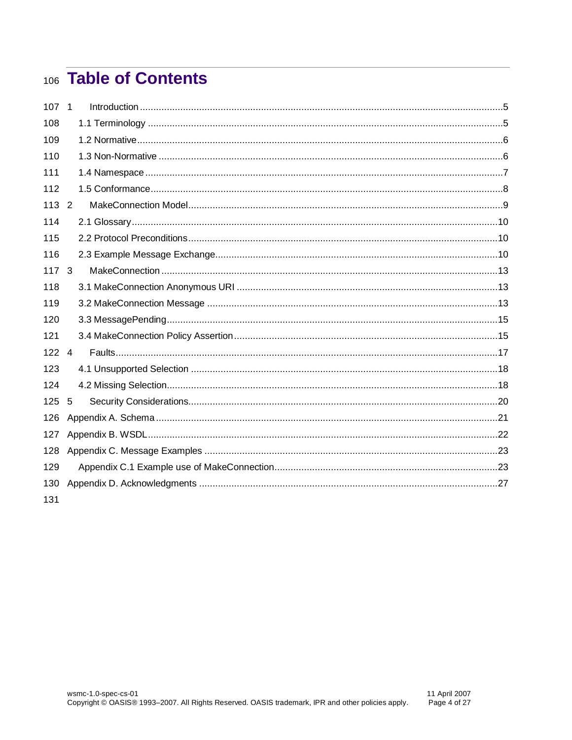# Table of Contents

1 Introduction ..... 5
- 1.1 Terminology ..... 5
- 1.2 Normative ..... 6
- 1.3 Non-Normative ..... 6
- 1.4 Namespace ..... 7
- 1.5 Conformance ..... 8

2 MakeConnection Model ..... 9
- 2.1 Glossary ..... 10
- 2.2 Protocol Preconditions ..... 10
- 2.3 Example Message Exchange ..... 10

3 MakeConnection ..... 13
- 3.1 MakeConnection Anonymous URI ..... 13
- 3.2 MakeConnection Message ..... 13
- 3.3 MessagePending ..... 15
- 3.4 MakeConnection Policy Assertion ..... 15

4 Faults ..... 17
- 4.1 Unsupported Selection ..... 18
- 4.2 Missing Selection ..... 18

5 Security Considerations ..... 20

Appendix A. Schema ..... 21

Appendix B. WSDL ..... 22

Appendix C. Message Examples ..... 23
- Appendix C.1 Example use of MakeConnection ..... 23

Appendix D. Acknowledgments ..... 27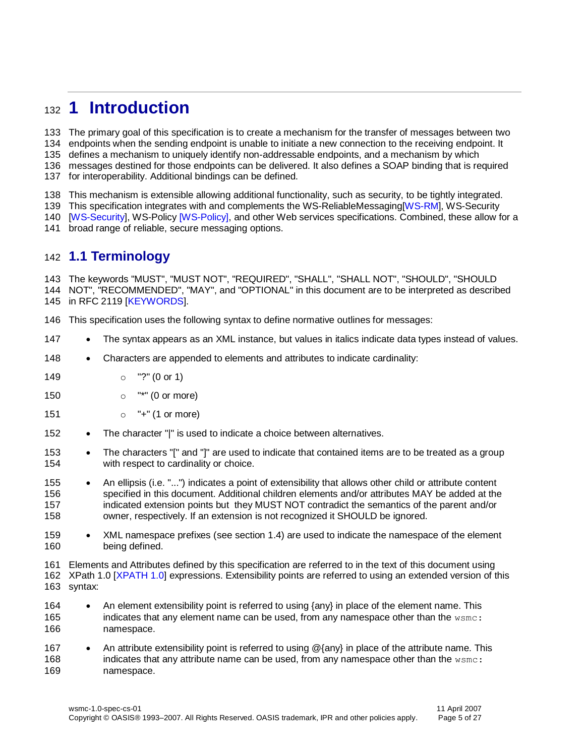# 1 Introduction

The primary goal of this specification is to create a mechanism for the transfer of messages between two endpoints when the sending endpoint is unable to initiate a new connection to the receiving endpoint. It defines a mechanism to uniquely identify non-addressable endpoints, and a mechanism by which messages destined for those endpoints can be delivered. It also defines a SOAP binding that is required for interoperability. Additional bindings can be defined.

This mechanism is extensible allowing additional functionality, such as security, to be tightly integrated. This specification integrates with and complements the WS-ReliableMessaging[WS-RM], WS-Security [WS-Security], WS-Policy [WS-Policy], and other Web services specifications. Combined, these allow for a broad range of reliable, secure messaging options.

## 1.1 Terminology

The keywords "MUST", "MUST NOT", "REQUIRED", "SHALL", "SHALL NOT", "SHOULD", "SHOULD NOT", "RECOMMENDED", "MAY", and "OPTIONAL" in this document are to be interpreted as described in RFC 2119 [KEYWORDS].

This specification uses the following syntax to define normative outlines for messages:

- The syntax appears as an XML instance, but values in italics indicate data types instead of values.
- Characters are appended to elements and attributes to indicate cardinality:
  - "?" (0 or 1)
  - "*" (0 or more)
  - "+" (1 or more)
- The character "|" is used to indicate a choice between alternatives.
- The characters "[" and "]" are used to indicate that contained items are to be treated as a group with respect to cardinality or choice.
- An ellipsis (i.e. "...") indicates a point of extensibility that allows other child or attribute content specified in this document. Additional children elements and/or attributes MAY be added at the indicated extension points but they MUST NOT contradict the semantics of the parent and/or owner, respectively. If an extension is not recognized it SHOULD be ignored.
- XML namespace prefixes (see section 1.4) are used to indicate the namespace of the element being defined.

Elements and Attributes defined by this specification are referred to in the text of this document using XPath 1.0 [XPATH 1.0] expressions. Extensibility points are referred to using an extended version of this syntax:

- An element extensibility point is referred to using {any} in place of the element name. This indicates that any element name can be used, from any namespace other than the `wsmc:` namespace.
- An attribute extensibility point is referred to using @{any} in place of the attribute name. This indicates that any attribute name can be used, from any namespace other than the `wsmc:` namespace.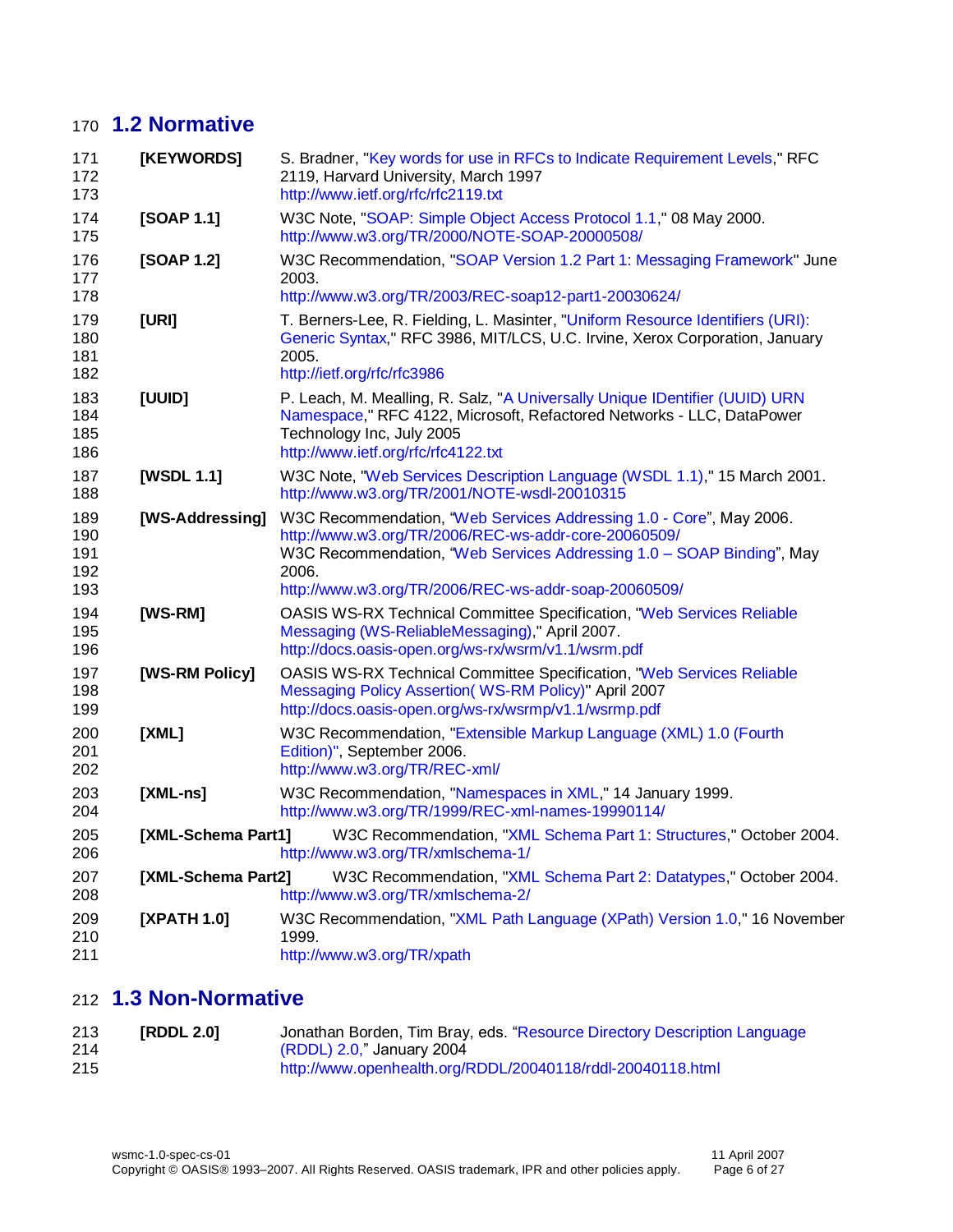## 1.2 Normative

**[KEYWORDS]** S. Bradner, "Key words for use in RFCs to Indicate Requirement Levels," RFC 2119, Harvard University, March 1997
http://www.ietf.org/rfc/rfc2119.txt

**[SOAP 1.1]** W3C Note, "SOAP: Simple Object Access Protocol 1.1," 08 May 2000.
http://www.w3.org/TR/2000/NOTE-SOAP-20000508/

**[SOAP 1.2]** W3C Recommendation, "SOAP Version 1.2 Part 1: Messaging Framework" June 2003.
http://www.w3.org/TR/2003/REC-soap12-part1-20030624/

**[URI]** T. Berners-Lee, R. Fielding, L. Masinter, "Uniform Resource Identifiers (URI): Generic Syntax," RFC 3986, MIT/LCS, U.C. Irvine, Xerox Corporation, January 2005.
http://ietf.org/rfc/rfc3986

**[UUID]** P. Leach, M. Mealling, R. Salz, "A Universally Unique IDentifier (UUID) URN Namespace," RFC 4122, Microsoft, Refactored Networks - LLC, DataPower Technology Inc, July 2005
http://www.ietf.org/rfc/rfc4122.txt

**[WSDL 1.1]** W3C Note, "Web Services Description Language (WSDL 1.1)," 15 March 2001.
http://www.w3.org/TR/2001/NOTE-wsdl-20010315

**[WS-Addressing]** W3C Recommendation, "Web Services Addressing 1.0 - Core", May 2006.
http://www.w3.org/TR/2006/REC-ws-addr-core-20060509/
W3C Recommendation, "Web Services Addressing 1.0 – SOAP Binding", May 2006.
http://www.w3.org/TR/2006/REC-ws-addr-soap-20060509/

**[WS-RM]** OASIS WS-RX Technical Committee Specification, "Web Services Reliable Messaging (WS-ReliableMessaging)," April 2007.
http://docs.oasis-open.org/ws-rx/wsrm/v1.1/wsrm.pdf

**[WS-RM Policy]** OASIS WS-RX Technical Committee Specification, "Web Services Reliable Messaging Policy Assertion( WS-RM Policy)" April 2007
http://docs.oasis-open.org/ws-rx/wsrmp/v1.1/wsrmp.pdf

**[XML]** W3C Recommendation, "Extensible Markup Language (XML) 1.0 (Fourth Edition)", September 2006.
http://www.w3.org/TR/REC-xml/

**[XML-ns]** W3C Recommendation, "Namespaces in XML," 14 January 1999.
http://www.w3.org/TR/1999/REC-xml-names-19990114/

**[XML-Schema Part1]** W3C Recommendation, "XML Schema Part 1: Structures," October 2004.
http://www.w3.org/TR/xmlschema-1/

**[XML-Schema Part2]** W3C Recommendation, "XML Schema Part 2: Datatypes," October 2004.
http://www.w3.org/TR/xmlschema-2/

**[XPATH 1.0]** W3C Recommendation, "XML Path Language (XPath) Version 1.0," 16 November 1999.
http://www.w3.org/TR/xpath

## 1.3 Non-Normative

**[RDDL 2.0]** Jonathan Borden, Tim Bray, eds. "Resource Directory Description Language (RDDL) 2.0," January 2004
http://www.openhealth.org/RDDL/20040118/rddl-20040118.html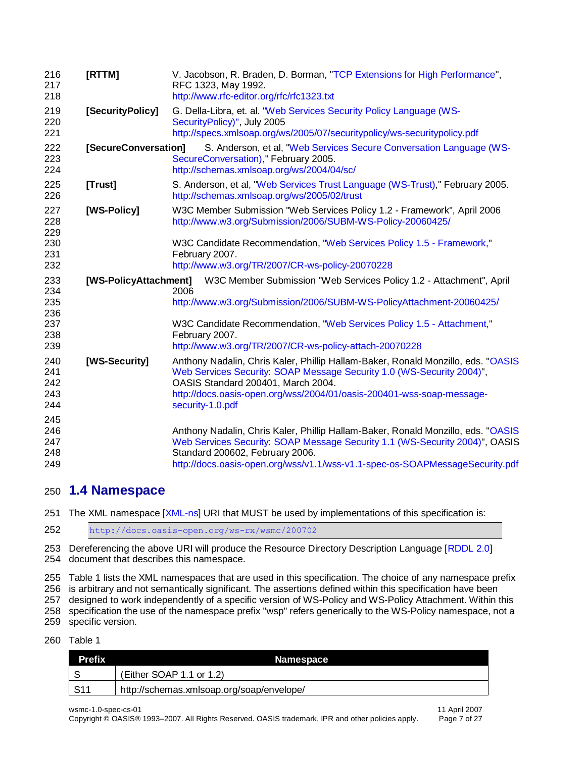**[RTTM]** V. Jacobson, R. Braden, D. Borman, "TCP Extensions for High Performance", RFC 1323, May 1992.
http://www.rfc-editor.org/rfc/rfc1323.txt

**[SecurityPolicy]** G. Della-Libra, et. al. "Web Services Security Policy Language (WS-SecurityPolicy)", July 2005
http://specs.xmlsoap.org/ws/2005/07/securitypolicy/ws-securitypolicy.pdf

**[SecureConversation]** S. Anderson, et al, "Web Services Secure Conversation Language (WS-SecureConversation)," February 2005.
http://schemas.xmlsoap.org/ws/2004/04/sc/

**[Trust]** S. Anderson, et al, "Web Services Trust Language (WS-Trust)," February 2005.
http://schemas.xmlsoap.org/ws/2005/02/trust

**[WS-Policy]** W3C Member Submission "Web Services Policy 1.2 - Framework", April 2006
http://www.w3.org/Submission/2006/SUBM-WS-Policy-20060425/

W3C Candidate Recommendation, "Web Services Policy 1.5 - Framework," February 2007.
http://www.w3.org/TR/2007/CR-ws-policy-20070228

**[WS-PolicyAttachment]** W3C Member Submission "Web Services Policy 1.2 - Attachment", April 2006
http://www.w3.org/Submission/2006/SUBM-WS-PolicyAttachment-20060425/

W3C Candidate Recommendation, "Web Services Policy 1.5 - Attachment," February 2007.
http://www.w3.org/TR/2007/CR-ws-policy-attach-20070228

**[WS-Security]** Anthony Nadalin, Chris Kaler, Phillip Hallam-Baker, Ronald Monzillo, eds. "OASIS Web Services Security: SOAP Message Security 1.0 (WS-Security 2004)", OASIS Standard 200401, March 2004.
http://docs.oasis-open.org/wss/2004/01/oasis-200401-wss-soap-message-security-1.0.pdf

Anthony Nadalin, Chris Kaler, Phillip Hallam-Baker, Ronald Monzillo, eds. "OASIS Web Services Security: SOAP Message Security 1.1 (WS-Security 2004)", OASIS Standard 200602, February 2006.
http://docs.oasis-open.org/wss/v1.1/wss-v1.1-spec-os-SOAPMessageSecurity.pdf

## 1.4 Namespace

The XML namespace [XML-ns] URI that MUST be used by implementations of this specification is:

```
http://docs.oasis-open.org/ws-rx/wsmc/200702
```

Dereferencing the above URI will produce the Resource Directory Description Language [RDDL 2.0] document that describes this namespace.

Table 1 lists the XML namespaces that are used in this specification. The choice of any namespace prefix is arbitrary and not semantically significant. The assertions defined within this specification have been designed to work independently of a specific version of WS-Policy and WS-Policy Attachment. Within this specification the use of the namespace prefix "wsp" refers generically to the WS-Policy namespace, not a specific version.

Table 1

| Prefix | Namespace |
|---|---|
| S | (Either SOAP 1.1 or 1.2) |
| S11 | http://schemas.xmlsoap.org/soap/envelope/ |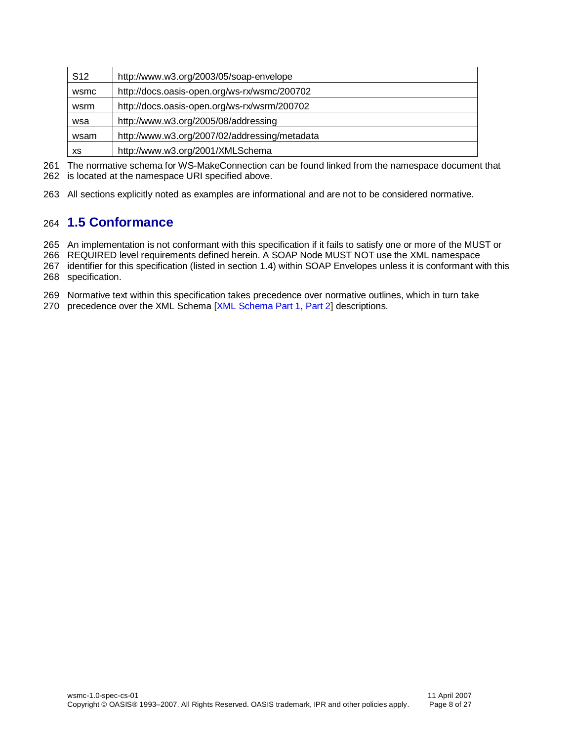| S12 | http://www.w3.org/2003/05/soap-envelope |
|---|---|
| wsmc | http://docs.oasis-open.org/ws-rx/wsmc/200702 |
| wsrm | http://docs.oasis-open.org/ws-rx/wsrm/200702 |
| wsa | http://www.w3.org/2005/08/addressing |
| wsam | http://www.w3.org/2007/02/addressing/metadata |
| xs | http://www.w3.org/2001/XMLSchema |

The normative schema for WS-MakeConnection can be found linked from the namespace document that is located at the namespace URI specified above.

All sections explicitly noted as examples are informational and are not to be considered normative.

## 1.5 Conformance

An implementation is not conformant with this specification if it fails to satisfy one or more of the MUST or REQUIRED level requirements defined herein. A SOAP Node MUST NOT use the XML namespace identifier for this specification (listed in section 1.4) within SOAP Envelopes unless it is conformant with this specification.

Normative text within this specification takes precedence over normative outlines, which in turn take precedence over the XML Schema [XML Schema Part 1, Part 2] descriptions.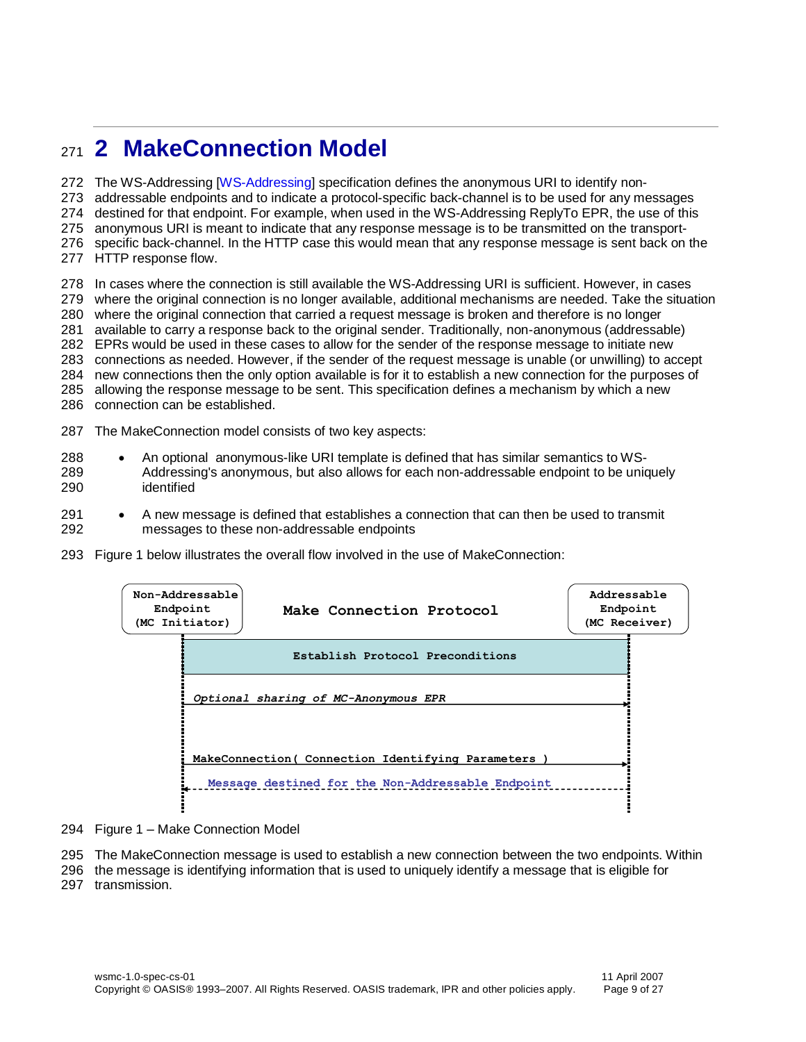# 2 MakeConnection Model

The WS-Addressing [WS-Addressing] specification defines the anonymous URI to identify non-addressable endpoints and to indicate a protocol-specific back-channel is to be used for any messages destined for that endpoint. For example, when used in the WS-Addressing ReplyTo EPR, the use of this anonymous URI is meant to indicate that any response message is to be transmitted on the transport-specific back-channel. In the HTTP case this would mean that any response message is sent back on the HTTP response flow.

In cases where the connection is still available the WS-Addressing URI is sufficient. However, in cases where the original connection is no longer available, additional mechanisms are needed. Take the situation where the original connection that carried a request message is broken and therefore is no longer available to carry a response back to the original sender. Traditionally, non-anonymous (addressable) EPRs would be used in these cases to allow for the sender of the response message to initiate new connections as needed. However, if the sender of the request message is unable (or unwilling) to accept new connections then the only option available is for it to establish a new connection for the purposes of allowing the response message to be sent. This specification defines a mechanism by which a new connection can be established.

The MakeConnection model consists of two key aspects:

- An optional anonymous-like URI template is defined that has similar semantics to WS-Addressing's anonymous, but also allows for each non-addressable endpoint to be uniquely identified
- A new message is defined that establishes a connection that can then be used to transmit messages to these non-addressable endpoints

Figure 1 below illustrates the overall flow involved in the use of MakeConnection:

```
Non-Addressable Endpoint (MC Initiator)     Make Connection Protocol     Addressable Endpoint (MC Receiver)

                    Establish Protocol Preconditions
Optional sharing of MC-Anonymous EPR  ------------------------------------------------>
MakeConnection( Connection Identifying Parameters )  --------------------------------->
<- - - - - - - - - - - - Message destined for the Non-Addressable Endpoint - - - - - - -
```

Figure 1 – Make Connection Model

The MakeConnection message is used to establish a new connection between the two endpoints. Within the message is identifying information that is used to uniquely identify a message that is eligible for transmission.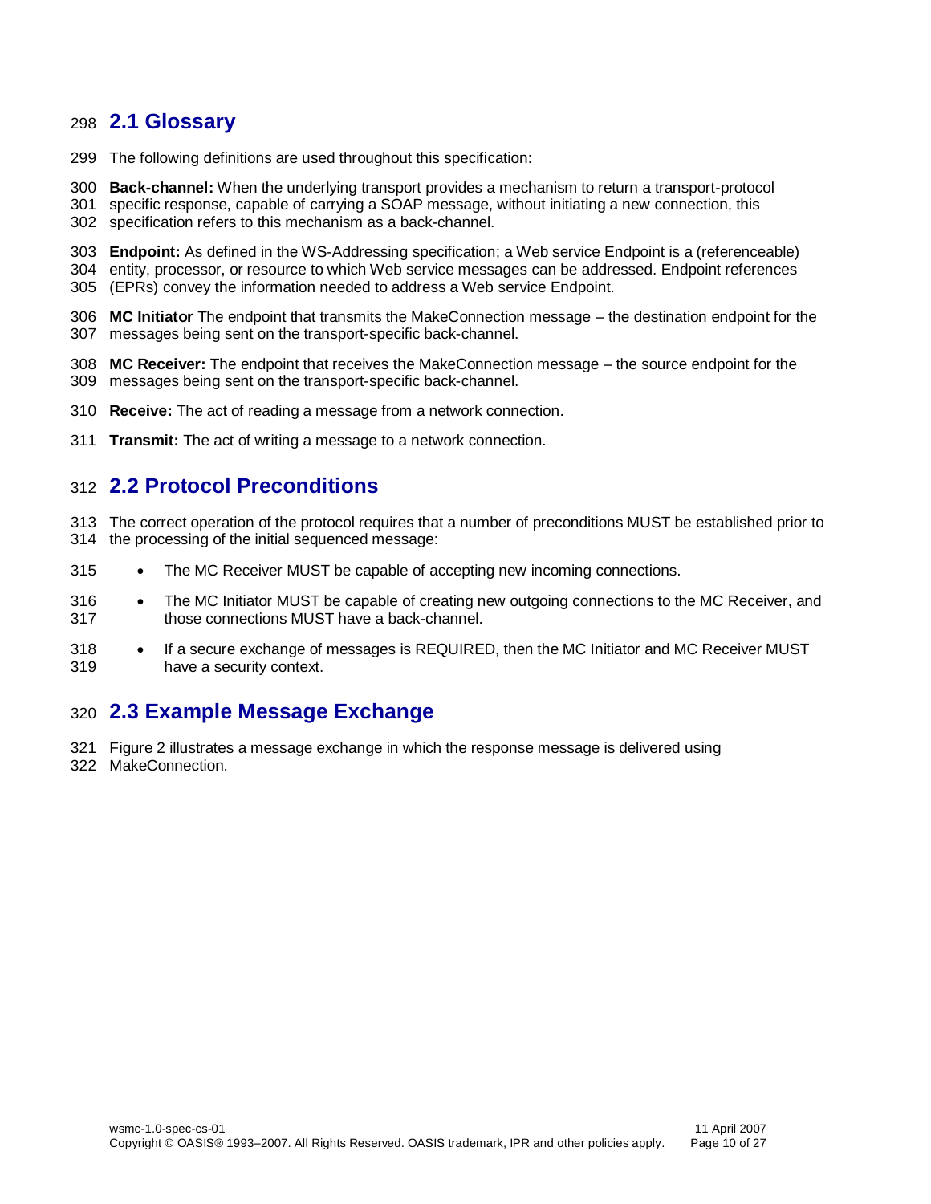## 2.1 Glossary

The following definitions are used throughout this specification:

**Back-channel:** When the underlying transport provides a mechanism to return a transport-protocol specific response, capable of carrying a SOAP message, without initiating a new connection, this specification refers to this mechanism as a back-channel.

**Endpoint:** As defined in the WS-Addressing specification; a Web service Endpoint is a (referenceable) entity, processor, or resource to which Web service messages can be addressed. Endpoint references (EPRs) convey the information needed to address a Web service Endpoint.

**MC Initiator** The endpoint that transmits the MakeConnection message – the destination endpoint for the messages being sent on the transport-specific back-channel.

**MC Receiver:** The endpoint that receives the MakeConnection message – the source endpoint for the messages being sent on the transport-specific back-channel.

**Receive:** The act of reading a message from a network connection.

**Transmit:** The act of writing a message to a network connection.

## 2.2 Protocol Preconditions

The correct operation of the protocol requires that a number of preconditions MUST be established prior to the processing of the initial sequenced message:

- The MC Receiver MUST be capable of accepting new incoming connections.
- The MC Initiator MUST be capable of creating new outgoing connections to the MC Receiver, and those connections MUST have a back-channel.
- If a secure exchange of messages is REQUIRED, then the MC Initiator and MC Receiver MUST have a security context.

## 2.3 Example Message Exchange

Figure 2 illustrates a message exchange in which the response message is delivered using MakeConnection.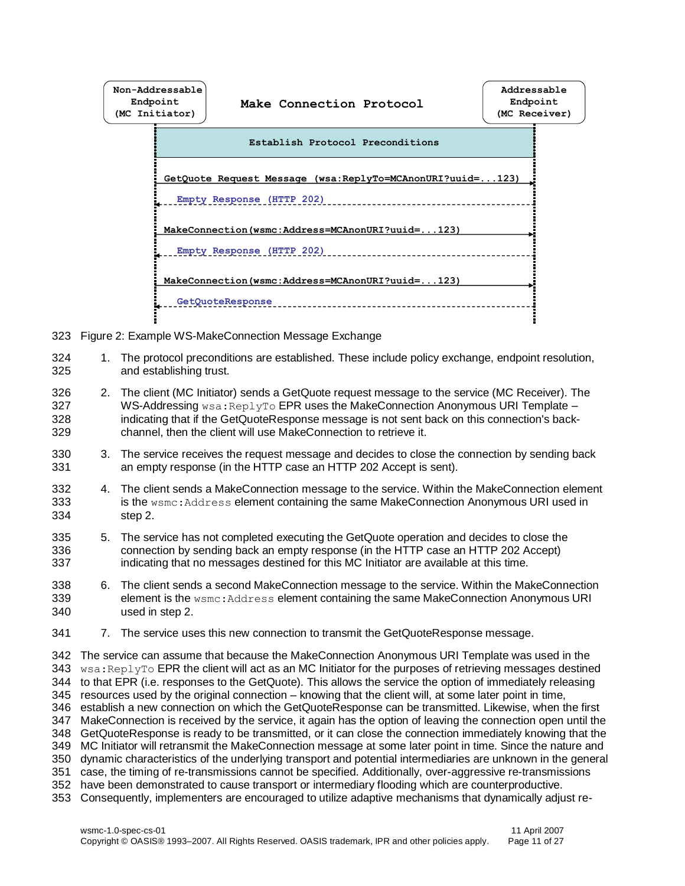```
Non-Addressable Endpoint (MC Initiator)        Make Connection Protocol        Addressable Endpoint (MC Receiver)

                         Establish Protocol Preconditions

GetQuote Request Message (wsa:ReplyTo=MCAnonURI?uuid=...123)  -->
<--  Empty Response (HTTP 202)

MakeConnection(wsmc:Address=MCAnonURI?uuid=...123)  -->
<--  Empty Response (HTTP 202)

MakeConnection(wsmc:Address=MCAnonURI?uuid=...123)  -->
<--  GetQuoteResponse
```

Figure 2: Example WS-MakeConnection Message Exchange

1. The protocol preconditions are established. These include policy exchange, endpoint resolution, and establishing trust.
2. The client (MC Initiator) sends a GetQuote request message to the service (MC Receiver). The WS-Addressing `wsa:ReplyTo` EPR uses the MakeConnection Anonymous URI Template – indicating that if the GetQuoteResponse message is not sent back on this connection's back-channel, then the client will use MakeConnection to retrieve it.
3. The service receives the request message and decides to close the connection by sending back an empty response (in the HTTP case an HTTP 202 Accept is sent).
4. The client sends a MakeConnection message to the service. Within the MakeConnection element is the `wsmc:Address` element containing the same MakeConnection Anonymous URI used in step 2.
5. The service has not completed executing the GetQuote operation and decides to close the connection by sending back an empty response (in the HTTP case an HTTP 202 Accept) indicating that no messages destined for this MC Initiator are available at this time.
6. The client sends a second MakeConnection message to the service. Within the MakeConnection element is the `wsmc:Address` element containing the same MakeConnection Anonymous URI used in step 2.
7. The service uses this new connection to transmit the GetQuoteResponse message.

The service can assume that because the MakeConnection Anonymous URI Template was used in the `wsa:ReplyTo` EPR the client will act as an MC Initiator for the purposes of retrieving messages destined to that EPR (i.e. responses to the GetQuote). This allows the service the option of immediately releasing resources used by the original connection – knowing that the client will, at some later point in time, establish a new connection on which the GetQuoteResponse can be transmitted. Likewise, when the first MakeConnection is received by the service, it again has the option of leaving the connection open until the GetQuoteResponse is ready to be transmitted, or it can close the connection immediately knowing that the MC Initiator will retransmit the MakeConnection message at some later point in time. Since the nature and dynamic characteristics of the underlying transport and potential intermediaries are unknown in the general case, the timing of re-transmissions cannot be specified. Additionally, over-aggressive re-transmissions have been demonstrated to cause transport or intermediary flooding which are counterproductive. Consequently, implementers are encouraged to utilize adaptive mechanisms that dynamically adjust re-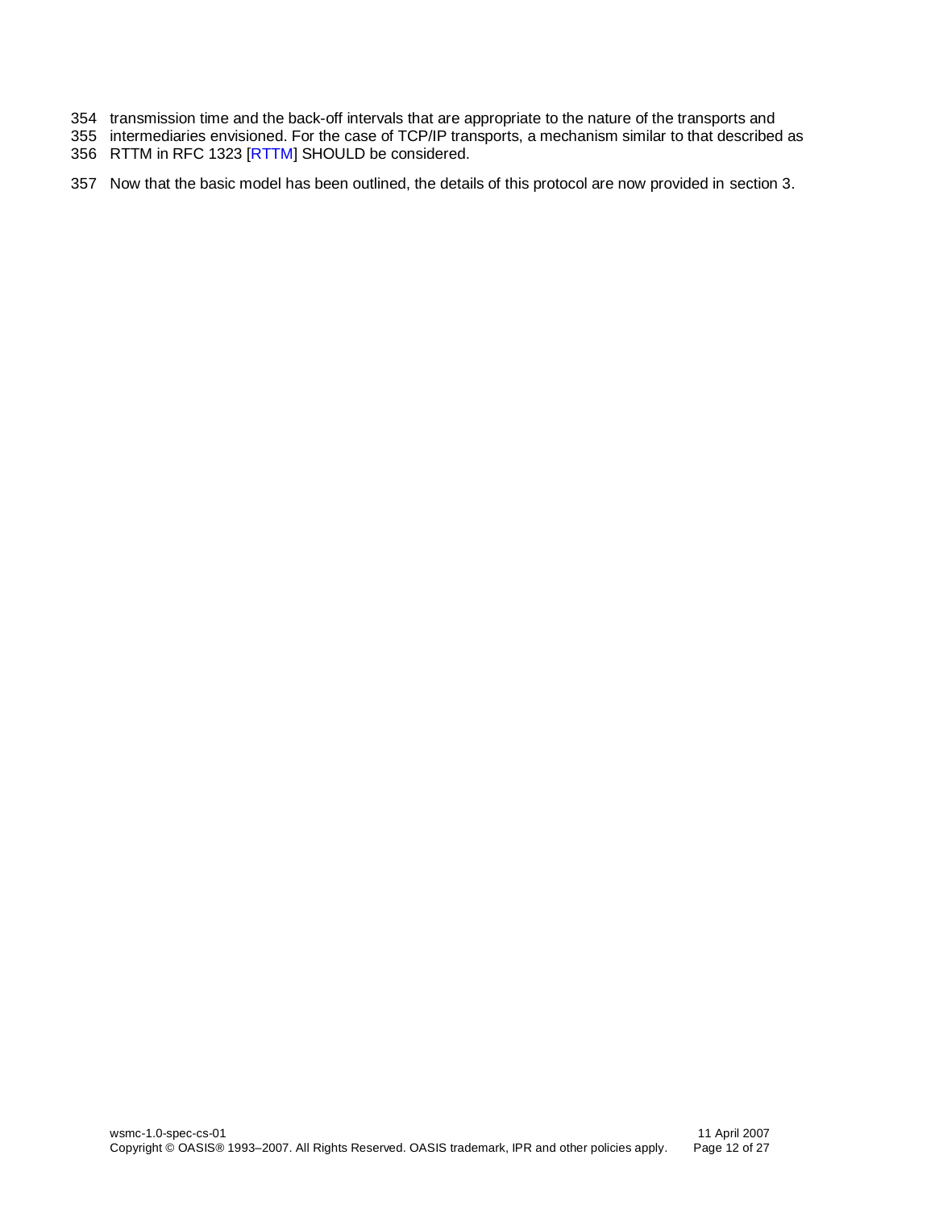transmission time and the back-off intervals that are appropriate to the nature of the transports and intermediaries envisioned. For the case of TCP/IP transports, a mechanism similar to that described as RTTM in RFC 1323 [RTTM] SHOULD be considered.

Now that the basic model has been outlined, the details of this protocol are now provided in section 3.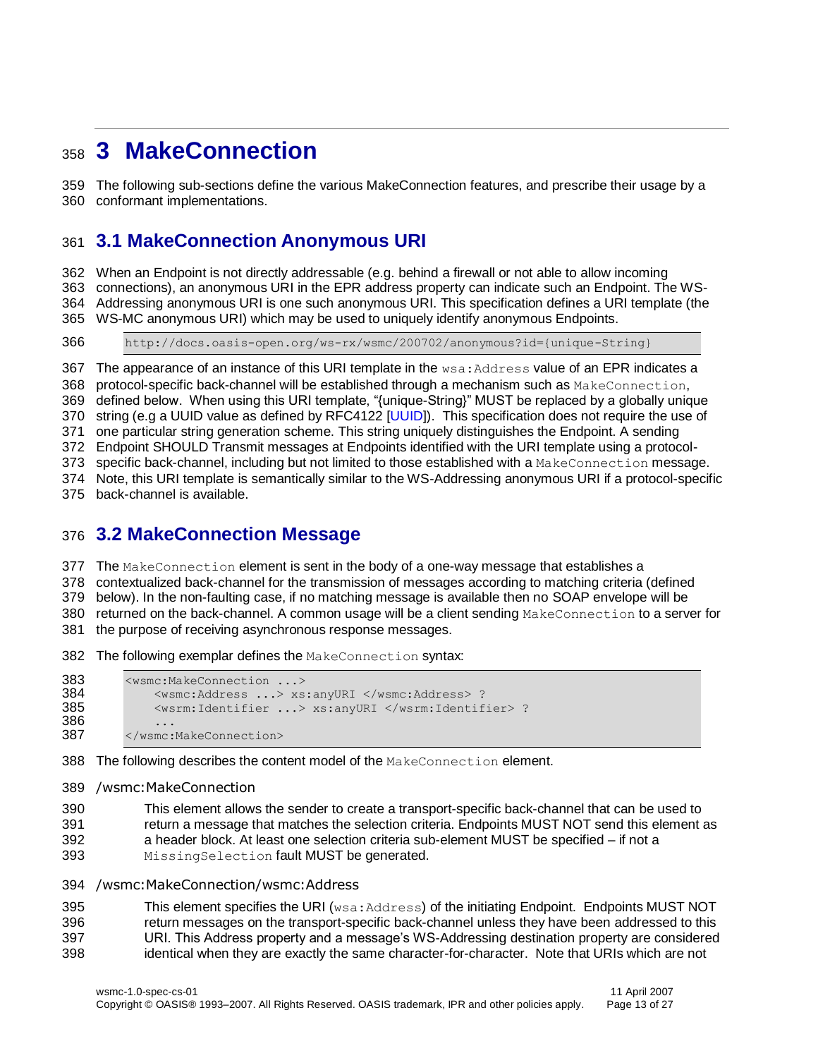# 3 MakeConnection

The following sub-sections define the various MakeConnection features, and prescribe their usage by a conformant implementations.

## 3.1 MakeConnection Anonymous URI

When an Endpoint is not directly addressable (e.g. behind a firewall or not able to allow incoming connections), an anonymous URI in the EPR address property can indicate such an Endpoint. The WS-Addressing anonymous URI is one such anonymous URI. This specification defines a URI template (the WS-MC anonymous URI) which may be used to uniquely identify anonymous Endpoints.

```
http://docs.oasis-open.org/ws-rx/wsmc/200702/anonymous?id={unique-String}
```

The appearance of an instance of this URI template in the `wsa:Address` value of an EPR indicates a protocol-specific back-channel will be established through a mechanism such as `MakeConnection`, defined below. When using this URI template, "{unique-String}" MUST be replaced by a globally unique string (e.g a UUID value as defined by RFC4122 [UUID]). This specification does not require the use of one particular string generation scheme. This string uniquely distinguishes the Endpoint. A sending Endpoint SHOULD Transmit messages at Endpoints identified with the URI template using a protocol-specific back-channel, including but not limited to those established with a `MakeConnection` message. Note, this URI template is semantically similar to the WS-Addressing anonymous URI if a protocol-specific back-channel is available.

## 3.2 MakeConnection Message

The `MakeConnection` element is sent in the body of a one-way message that establishes a contextualized back-channel for the transmission of messages according to matching criteria (defined below). In the non-faulting case, if no matching message is available then no SOAP envelope will be returned on the back-channel. A common usage will be a client sending `MakeConnection` to a server for the purpose of receiving asynchronous response messages.

The following exemplar defines the `MakeConnection` syntax:

```
<wsmc:MakeConnection ...>
    <wsmc:Address ...> xs:anyURI </wsmc:Address> ?
    <wsrm:Identifier ...> xs:anyURI </wsrm:Identifier> ?
    ...
</wsmc:MakeConnection>
```

The following describes the content model of the `MakeConnection` element.

/wsmc:MakeConnection

> This element allows the sender to create a transport-specific back-channel that can be used to return a message that matches the selection criteria. Endpoints MUST NOT send this element as a header block. At least one selection criteria sub-element MUST be specified – if not a `MissingSelection` fault MUST be generated.

/wsmc:MakeConnection/wsmc:Address

> This element specifies the URI (`wsa:Address`) of the initiating Endpoint. Endpoints MUST NOT return messages on the transport-specific back-channel unless they have been addressed to this URI. This Address property and a message's WS-Addressing destination property are considered identical when they are exactly the same character-for-character. Note that URIs which are not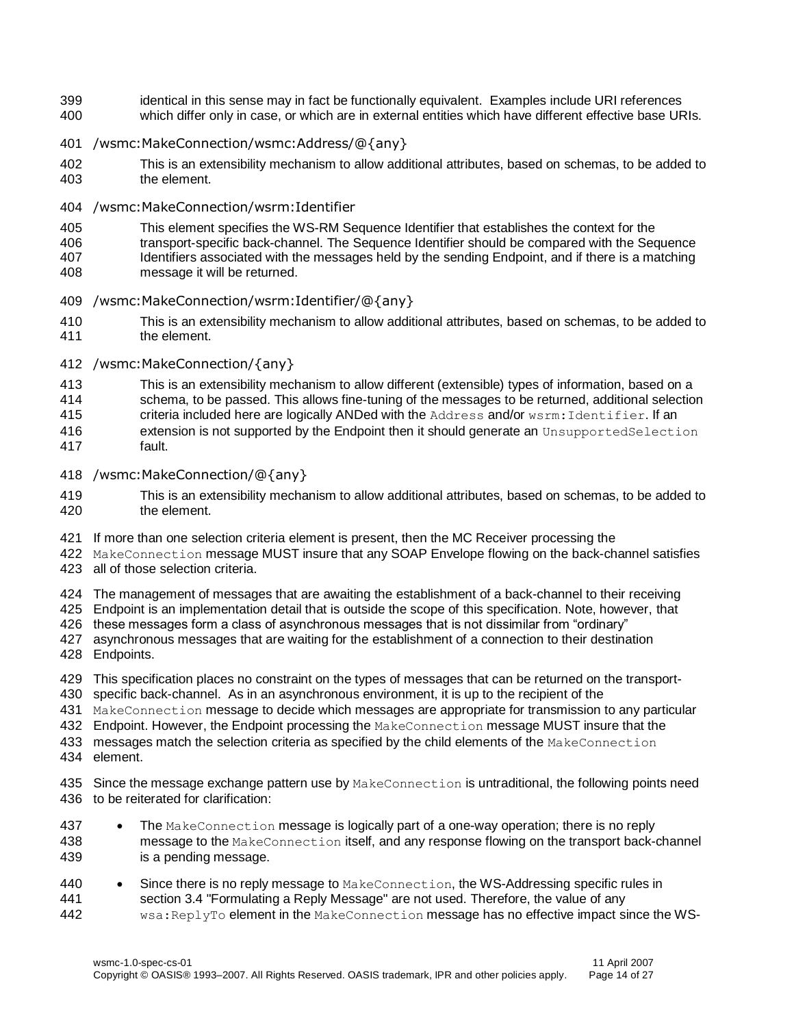identical in this sense may in fact be functionally equivalent. Examples include URI references which differ only in case, or which are in external entities which have different effective base URIs.

/wsmc:MakeConnection/wsmc:Address/@{any}

This is an extensibility mechanism to allow additional attributes, based on schemas, to be added to the element.

/wsmc:MakeConnection/wsrm:Identifier

This element specifies the WS-RM Sequence Identifier that establishes the context for the transport-specific back-channel. The Sequence Identifier should be compared with the Sequence Identifiers associated with the messages held by the sending Endpoint, and if there is a matching message it will be returned.

/wsmc:MakeConnection/wsrm:Identifier/@{any}

This is an extensibility mechanism to allow additional attributes, based on schemas, to be added to the element.

/wsmc:MakeConnection/{any}

This is an extensibility mechanism to allow different (extensible) types of information, based on a schema, to be passed. This allows fine-tuning of the messages to be returned, additional selection criteria included here are logically ANDed with the `Address` and/or `wsrm:Identifier`. If an extension is not supported by the Endpoint then it should generate an `UnsupportedSelection` fault.

/wsmc:MakeConnection/@{any}

This is an extensibility mechanism to allow additional attributes, based on schemas, to be added to the element.

If more than one selection criteria element is present, then the MC Receiver processing the `MakeConnection` message MUST insure that any SOAP Envelope flowing on the back-channel satisfies all of those selection criteria.

The management of messages that are awaiting the establishment of a back-channel to their receiving Endpoint is an implementation detail that is outside the scope of this specification. Note, however, that these messages form a class of asynchronous messages that is not dissimilar from "ordinary" asynchronous messages that are waiting for the establishment of a connection to their destination Endpoints.

This specification places no constraint on the types of messages that can be returned on the transport-specific back-channel. As in an asynchronous environment, it is up to the recipient of the `MakeConnection` message to decide which messages are appropriate for transmission to any particular Endpoint. However, the Endpoint processing the `MakeConnection` message MUST insure that the messages match the selection criteria as specified by the child elements of the `MakeConnection` element.

Since the message exchange pattern use by `MakeConnection` is untraditional, the following points need to be reiterated for clarification:

- The `MakeConnection` message is logically part of a one-way operation; there is no reply message to the `MakeConnection` itself, and any response flowing on the transport back-channel is a pending message.
- Since there is no reply message to `MakeConnection`, the WS-Addressing specific rules in section 3.4 "Formulating a Reply Message" are not used. Therefore, the value of any `wsa:ReplyTo` element in the `MakeConnection` message has no effective impact since the WS-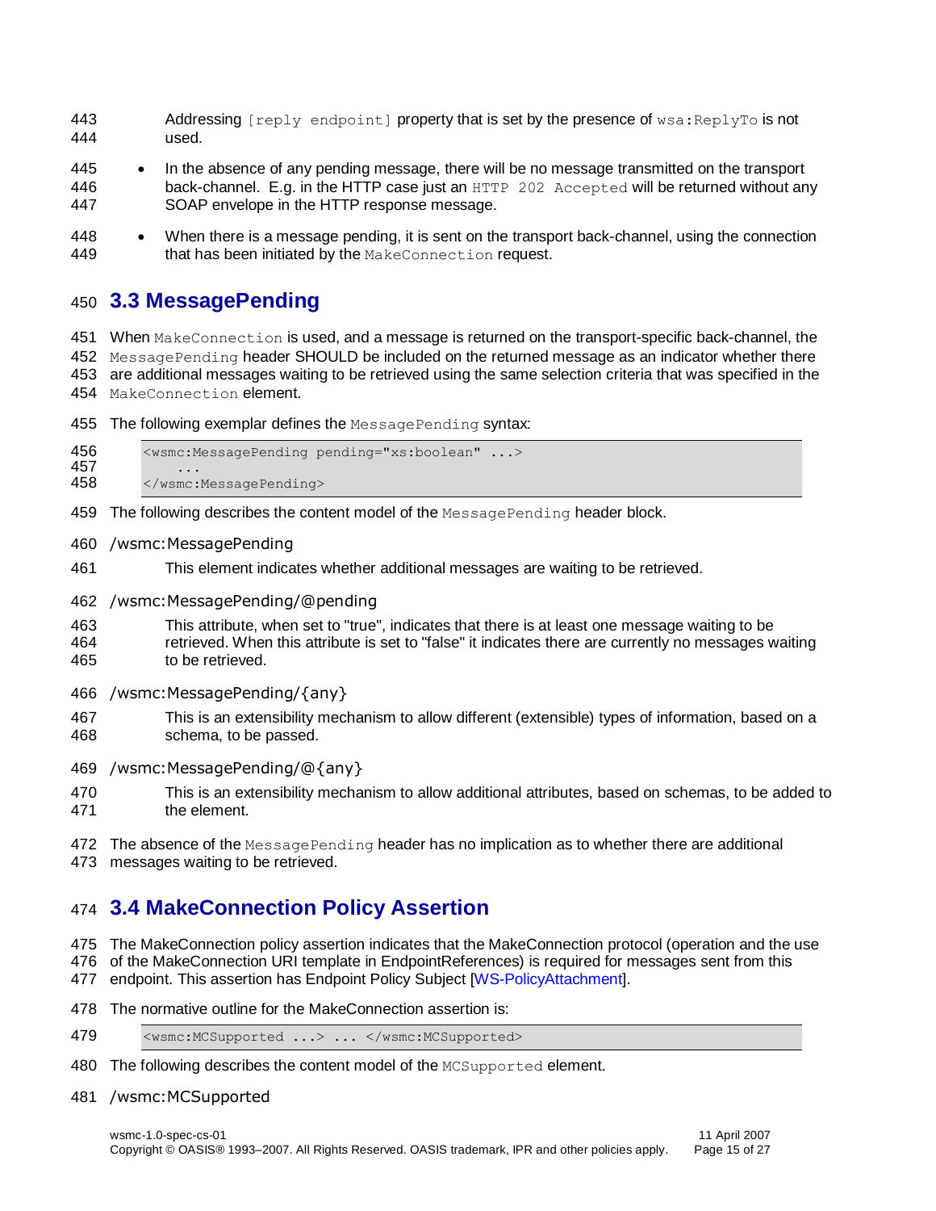Addressing `[reply endpoint]` property that is set by the presence of `wsa:ReplyTo` is not used.

- In the absence of any pending message, there will be no message transmitted on the transport back-channel. E.g. in the HTTP case just an `HTTP 202 Accepted` will be returned without any SOAP envelope in the HTTP response message.
- When there is a message pending, it is sent on the transport back-channel, using the connection that has been initiated by the `MakeConnection` request.

## 3.3 MessagePending

When `MakeConnection` is used, and a message is returned on the transport-specific back-channel, the `MessagePending` header SHOULD be included on the returned message as an indicator whether there are additional messages waiting to be retrieved using the same selection criteria that was specified in the `MakeConnection` element.

The following exemplar defines the `MessagePending` syntax:

```
<wsmc:MessagePending pending="xs:boolean" ...>
    ...
</wsmc:MessagePending>
```

The following describes the content model of the `MessagePending` header block.

/wsmc:MessagePending

This element indicates whether additional messages are waiting to be retrieved.

/wsmc:MessagePending/@pending

This attribute, when set to "true", indicates that there is at least one message waiting to be retrieved. When this attribute is set to "false" it indicates there are currently no messages waiting to be retrieved.

/wsmc:MessagePending/{any}

This is an extensibility mechanism to allow different (extensible) types of information, based on a schema, to be passed.

/wsmc:MessagePending/@{any}

This is an extensibility mechanism to allow additional attributes, based on schemas, to be added to the element.

The absence of the `MessagePending` header has no implication as to whether there are additional messages waiting to be retrieved.

## 3.4 MakeConnection Policy Assertion

The MakeConnection policy assertion indicates that the MakeConnection protocol (operation and the use of the MakeConnection URI template in EndpointReferences) is required for messages sent from this endpoint. This assertion has Endpoint Policy Subject [WS-PolicyAttachment].

The normative outline for the MakeConnection assertion is:

```
<wsmc:MCSupported ...> ... </wsmc:MCSupported>
```

The following describes the content model of the `MCSupported` element.

/wsmc:MCSupported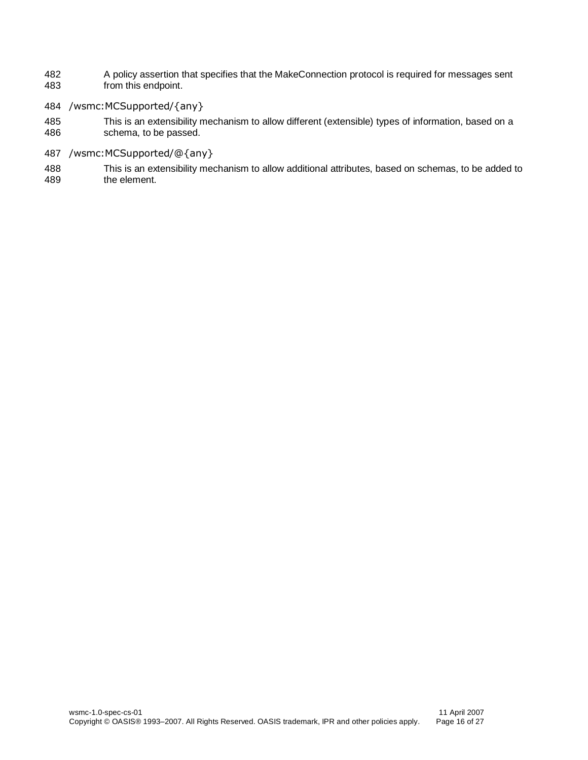A policy assertion that specifies that the MakeConnection protocol is required for messages sent from this endpoint.

/wsmc:MCSupported/{any}

This is an extensibility mechanism to allow different (extensible) types of information, based on a schema, to be passed.

/wsmc:MCSupported/@{any}

This is an extensibility mechanism to allow additional attributes, based on schemas, to be added to the element.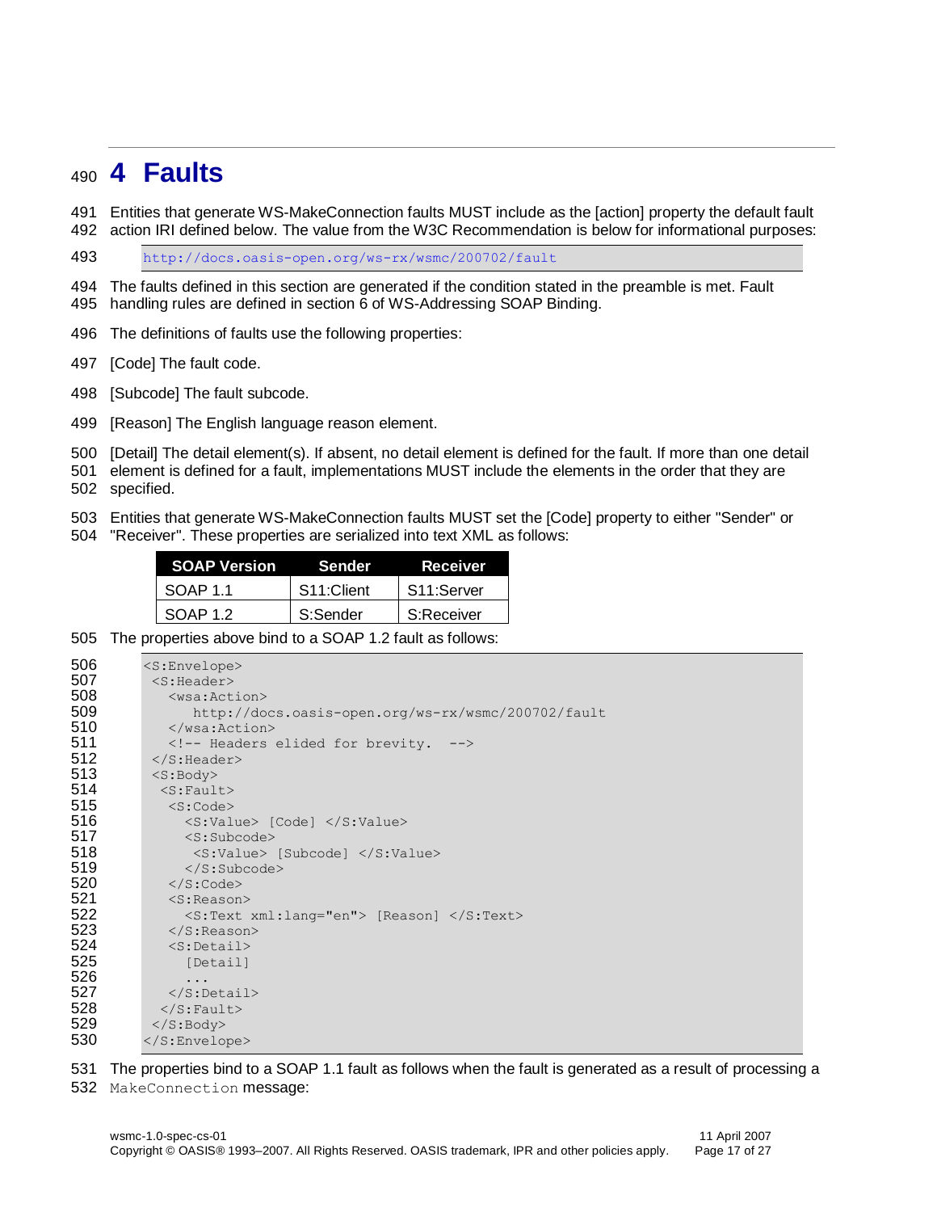# 4 Faults

Entities that generate WS-MakeConnection faults MUST include as the [action] property the default fault action IRI defined below. The value from the W3C Recommendation is below for informational purposes:

```
http://docs.oasis-open.org/ws-rx/wsmc/200702/fault
```

The faults defined in this section are generated if the condition stated in the preamble is met. Fault handling rules are defined in section 6 of WS-Addressing SOAP Binding.

The definitions of faults use the following properties:

[Code] The fault code.

[Subcode] The fault subcode.

[Reason] The English language reason element.

[Detail] The detail element(s). If absent, no detail element is defined for the fault. If more than one detail element is defined for a fault, implementations MUST include the elements in the order that they are specified.

Entities that generate WS-MakeConnection faults MUST set the [Code] property to either "Sender" or "Receiver". These properties are serialized into text XML as follows:

| SOAP Version | Sender | Receiver |
|---|---|---|
| SOAP 1.1 | S11:Client | S11:Server |
| SOAP 1.2 | S:Sender | S:Receiver |

The properties above bind to a SOAP 1.2 fault as follows:

```
<S:Envelope>
 <S:Header>
   <wsa:Action>
      http://docs.oasis-open.org/ws-rx/wsmc/200702/fault
   </wsa:Action>
   <!-- Headers elided for brevity.  -->
 </S:Header>
 <S:Body>
  <S:Fault>
   <S:Code>
     <S:Value> [Code] </S:Value>
     <S:Subcode>
      <S:Value> [Subcode] </S:Value>
     </S:Subcode>
   </S:Code>
   <S:Reason>
     <S:Text xml:lang="en"> [Reason] </S:Text>
   </S:Reason>
   <S:Detail>
     [Detail]
     ...
   </S:Detail>
  </S:Fault>
 </S:Body>
</S:Envelope>
```

The properties bind to a SOAP 1.1 fault as follows when the fault is generated as a result of processing a `MakeConnection` message: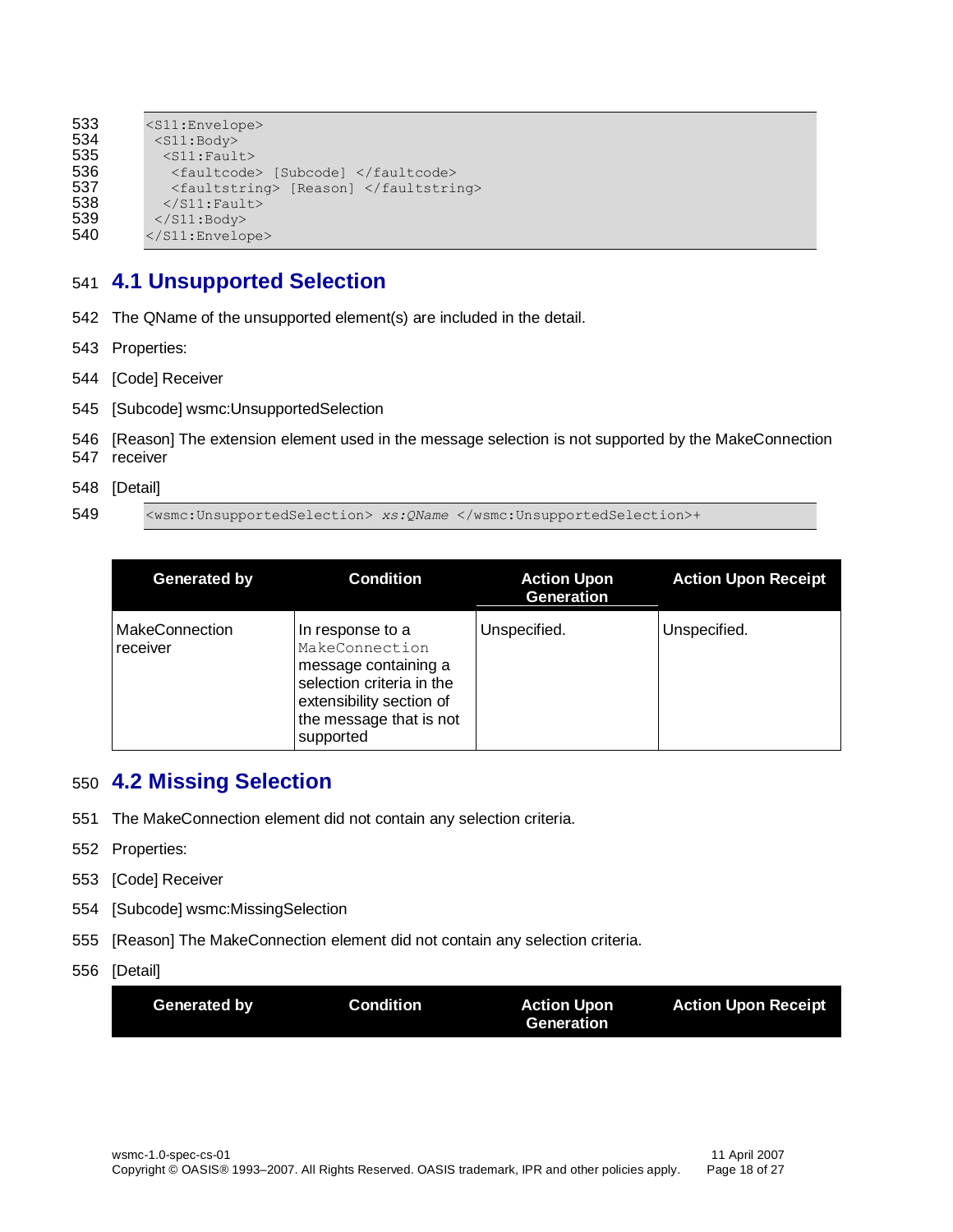```
<S11:Envelope>
 <S11:Body>
  <S11:Fault>
   <faultcode> [Subcode] </faultcode>
   <faultstring> [Reason] </faultstring>
  </S11:Fault>
 </S11:Body>
</S11:Envelope>
```

## 4.1 Unsupported Selection

The QName of the unsupported element(s) are included in the detail.

Properties:

[Code] Receiver

[Subcode] wsmc:UnsupportedSelection

[Reason] The extension element used in the message selection is not supported by the MakeConnection receiver

[Detail]

```
<wsmc:UnsupportedSelection> xs:QName </wsmc:UnsupportedSelection>+
```

| Generated by | Condition | Action Upon Generation | Action Upon Receipt |
| --- | --- | --- | --- |
| MakeConnection receiver | In response to a `MakeConnection` message containing a selection criteria in the extensibility section of the message that is not supported | Unspecified. | Unspecified. |

## 4.2 Missing Selection

The MakeConnection element did not contain any selection criteria.

Properties:

[Code] Receiver

[Subcode] wsmc:MissingSelection

[Reason] The MakeConnection element did not contain any selection criteria.

[Detail]

| Generated by | Condition | Action Upon Generation | Action Upon Receipt |
| --- | --- | --- | --- |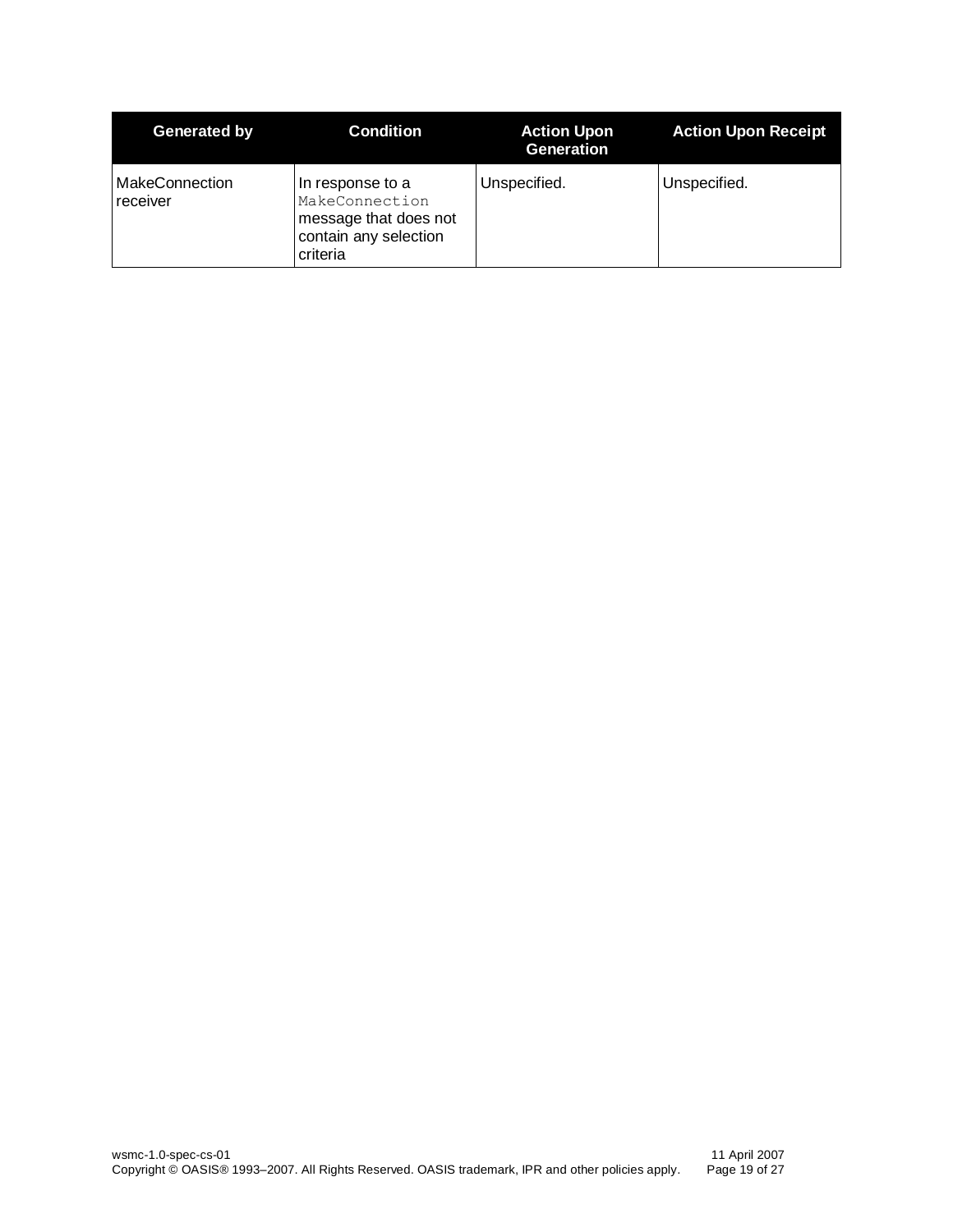| Generated by | Condition | Action Upon Generation | Action Upon Receipt |
|---|---|---|---|
| MakeConnection receiver | In response to a `MakeConnection` message that does not contain any selection criteria | Unspecified. | Unspecified. |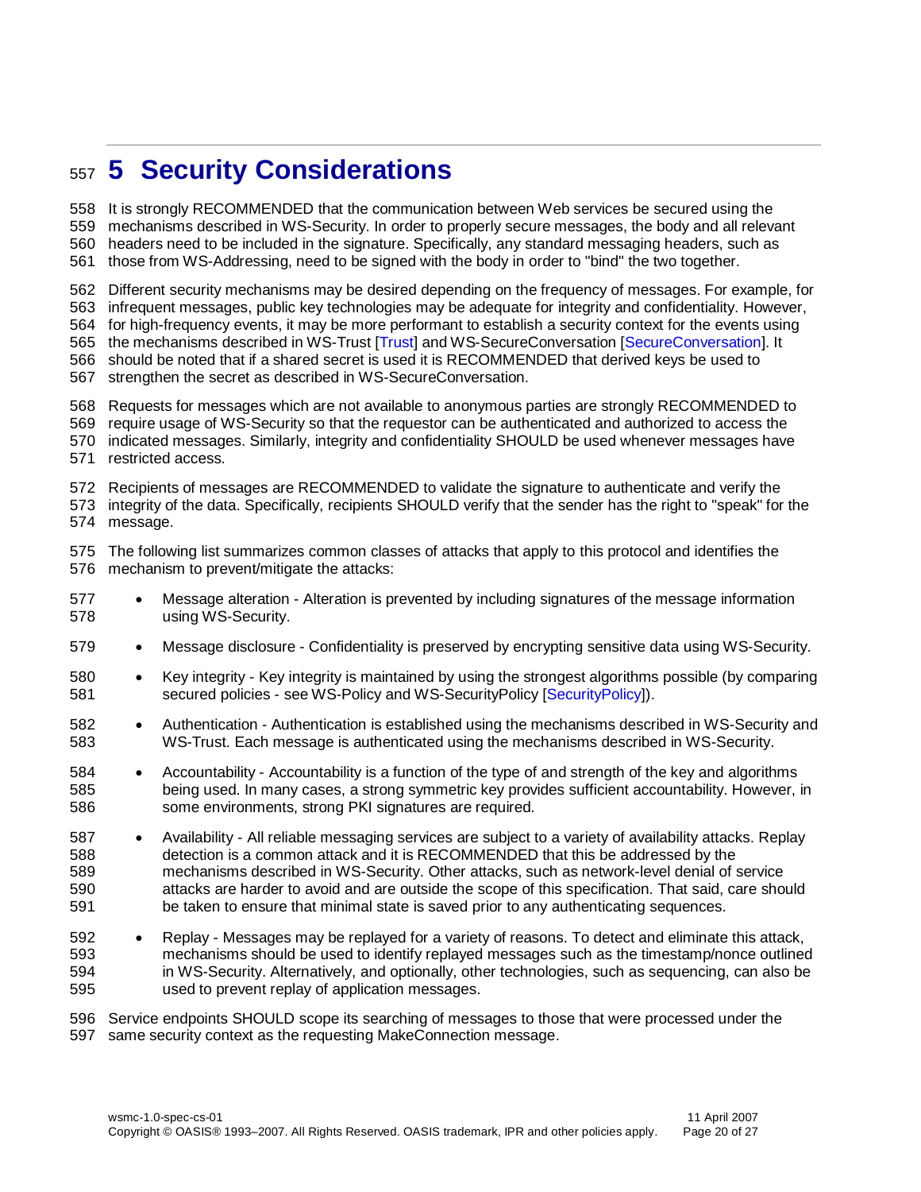# 5 Security Considerations

It is strongly RECOMMENDED that the communication between Web services be secured using the mechanisms described in WS-Security. In order to properly secure messages, the body and all relevant headers need to be included in the signature. Specifically, any standard messaging headers, such as those from WS-Addressing, need to be signed with the body in order to "bind" the two together.

Different security mechanisms may be desired depending on the frequency of messages. For example, for infrequent messages, public key technologies may be adequate for integrity and confidentiality. However, for high-frequency events, it may be more performant to establish a security context for the events using the mechanisms described in WS-Trust [Trust] and WS-SecureConversation [SecureConversation]. It should be noted that if a shared secret is used it is RECOMMENDED that derived keys be used to strengthen the secret as described in WS-SecureConversation.

Requests for messages which are not available to anonymous parties are strongly RECOMMENDED to require usage of WS-Security so that the requestor can be authenticated and authorized to access the indicated messages. Similarly, integrity and confidentiality SHOULD be used whenever messages have restricted access.

Recipients of messages are RECOMMENDED to validate the signature to authenticate and verify the integrity of the data. Specifically, recipients SHOULD verify that the sender has the right to "speak" for the message.

The following list summarizes common classes of attacks that apply to this protocol and identifies the mechanism to prevent/mitigate the attacks:

- Message alteration - Alteration is prevented by including signatures of the message information using WS-Security.
- Message disclosure - Confidentiality is preserved by encrypting sensitive data using WS-Security.
- Key integrity - Key integrity is maintained by using the strongest algorithms possible (by comparing secured policies - see WS-Policy and WS-SecurityPolicy [SecurityPolicy]).
- Authentication - Authentication is established using the mechanisms described in WS-Security and WS-Trust. Each message is authenticated using the mechanisms described in WS-Security.
- Accountability - Accountability is a function of the type of and strength of the key and algorithms being used. In many cases, a strong symmetric key provides sufficient accountability. However, in some environments, strong PKI signatures are required.
- Availability - All reliable messaging services are subject to a variety of availability attacks. Replay detection is a common attack and it is RECOMMENDED that this be addressed by the mechanisms described in WS-Security. Other attacks, such as network-level denial of service attacks are harder to avoid and are outside the scope of this specification. That said, care should be taken to ensure that minimal state is saved prior to any authenticating sequences.
- Replay - Messages may be replayed for a variety of reasons. To detect and eliminate this attack, mechanisms should be used to identify replayed messages such as the timestamp/nonce outlined in WS-Security. Alternatively, and optionally, other technologies, such as sequencing, can also be used to prevent replay of application messages.

Service endpoints SHOULD scope its searching of messages to those that were processed under the same security context as the requesting MakeConnection message.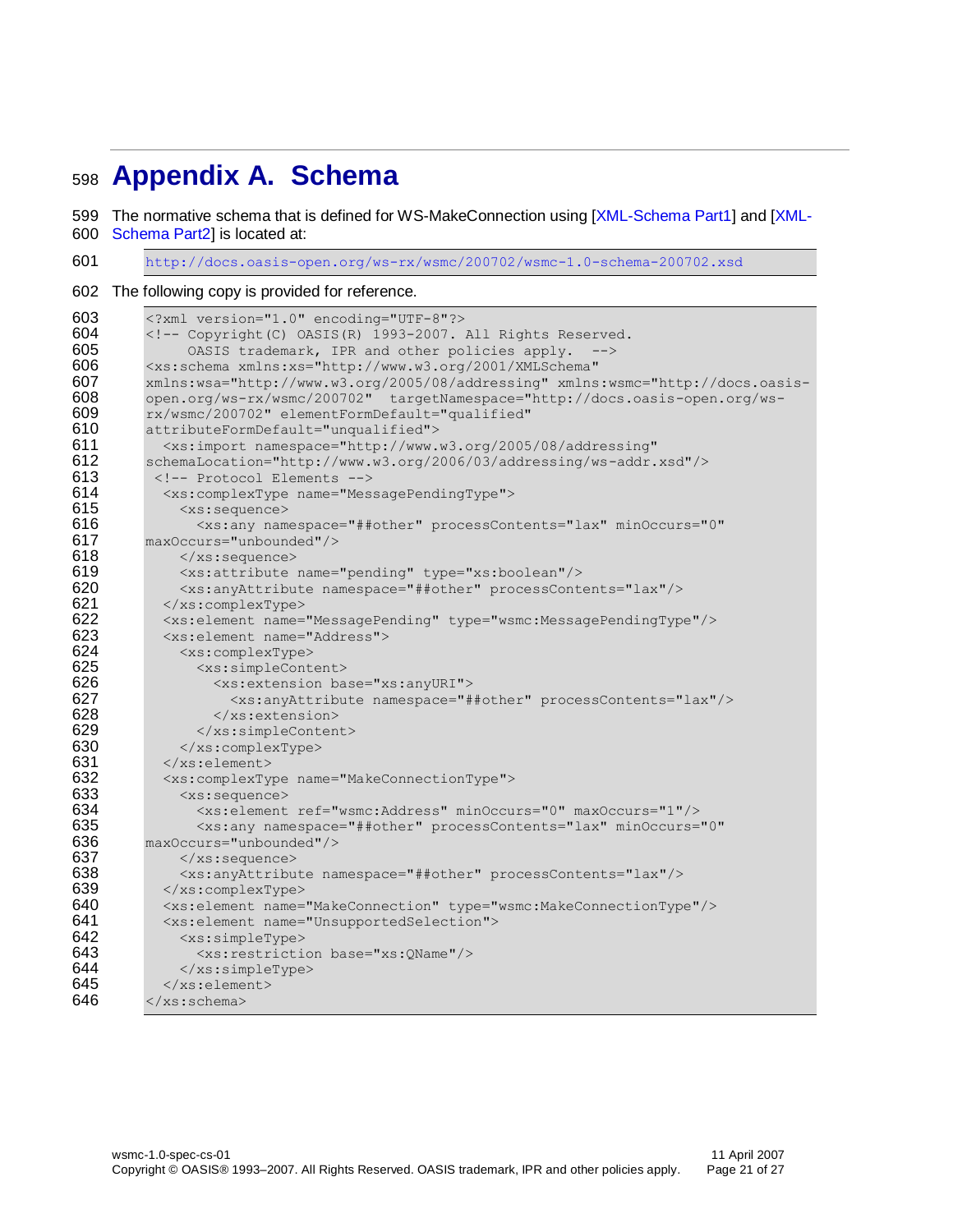# Appendix A. Schema

The normative schema that is defined for WS-MakeConnection using [XML-Schema Part1] and [XML-Schema Part2] is located at:

```
http://docs.oasis-open.org/ws-rx/wsmc/200702/wsmc-1.0-schema-200702.xsd
```

The following copy is provided for reference.

```
<?xml version="1.0" encoding="UTF-8"?>
<!-- Copyright(C) OASIS(R) 1993-2007. All Rights Reserved.
     OASIS trademark, IPR and other policies apply.  -->
<xs:schema xmlns:xs="http://www.w3.org/2001/XMLSchema"
xmlns:wsa="http://www.w3.org/2005/08/addressing" xmlns:wsmc="http://docs.oasis-
open.org/ws-rx/wsmc/200702"  targetNamespace="http://docs.oasis-open.org/ws-
rx/wsmc/200702" elementFormDefault="qualified"
attributeFormDefault="unqualified">
  <xs:import namespace="http://www.w3.org/2005/08/addressing"
schemaLocation="http://www.w3.org/2006/03/addressing/ws-addr.xsd"/>
 <!-- Protocol Elements -->
  <xs:complexType name="MessagePendingType">
    <xs:sequence>
      <xs:any namespace="##other" processContents="lax" minOccurs="0"
maxOccurs="unbounded"/>
    </xs:sequence>
    <xs:attribute name="pending" type="xs:boolean"/>
    <xs:anyAttribute namespace="##other" processContents="lax"/>
  </xs:complexType>
  <xs:element name="MessagePending" type="wsmc:MessagePendingType"/>
  <xs:element name="Address">
    <xs:complexType>
      <xs:simpleContent>
        <xs:extension base="xs:anyURI">
          <xs:anyAttribute namespace="##other" processContents="lax"/>
        </xs:extension>
      </xs:simpleContent>
    </xs:complexType>
  </xs:element>
  <xs:complexType name="MakeConnectionType">
    <xs:sequence>
      <xs:element ref="wsmc:Address" minOccurs="0" maxOccurs="1"/>
      <xs:any namespace="##other" processContents="lax" minOccurs="0"
maxOccurs="unbounded"/>
    </xs:sequence>
    <xs:anyAttribute namespace="##other" processContents="lax"/>
  </xs:complexType>
  <xs:element name="MakeConnection" type="wsmc:MakeConnectionType"/>
  <xs:element name="UnsupportedSelection">
    <xs:simpleType>
      <xs:restriction base="xs:QName"/>
    </xs:simpleType>
  </xs:element>
</xs:schema>
```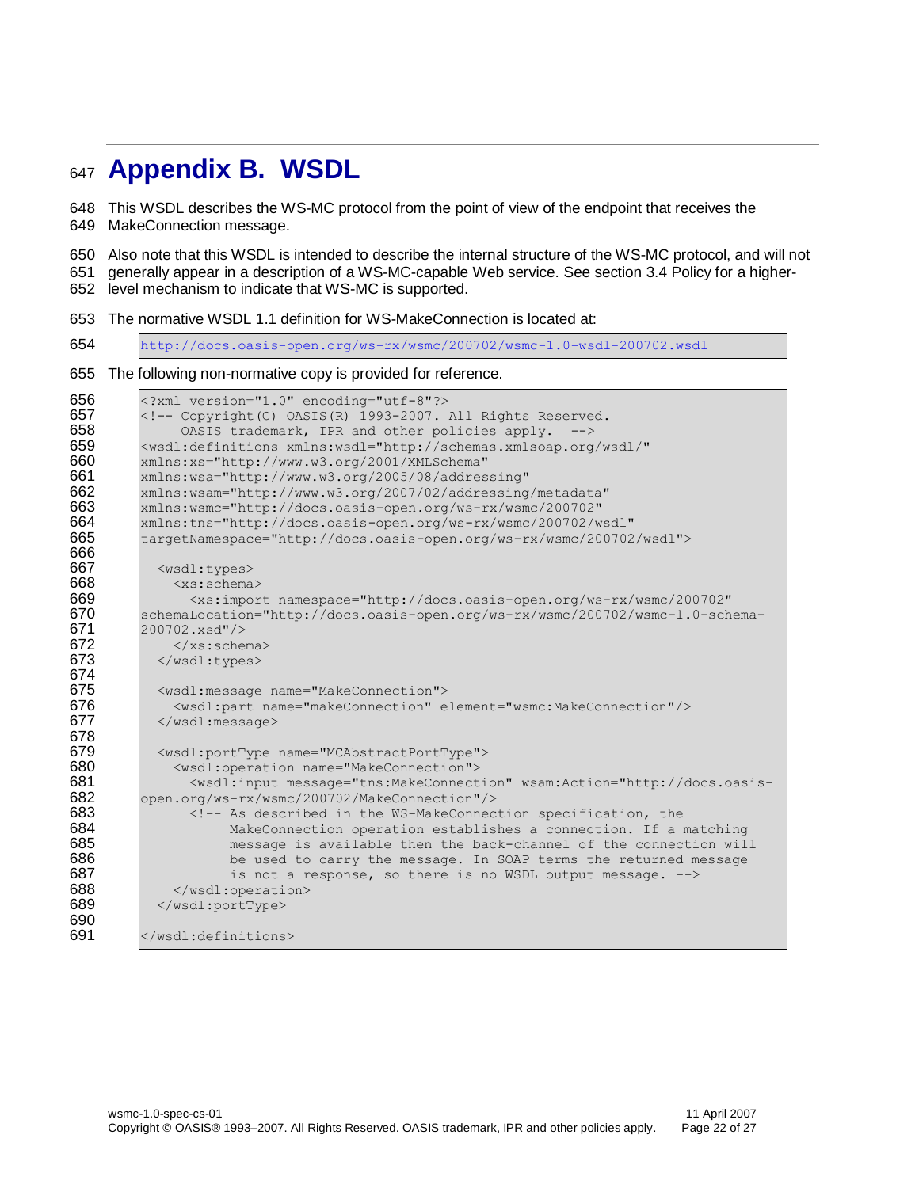# Appendix B. WSDL

This WSDL describes the WS-MC protocol from the point of view of the endpoint that receives the MakeConnection message.

Also note that this WSDL is intended to describe the internal structure of the WS-MC protocol, and will not generally appear in a description of a WS-MC-capable Web service. See section 3.4 Policy for a higher-level mechanism to indicate that WS-MC is supported.

The normative WSDL 1.1 definition for WS-MakeConnection is located at:

```
http://docs.oasis-open.org/ws-rx/wsmc/200702/wsmc-1.0-wsdl-200702.wsdl
```

The following non-normative copy is provided for reference.

```
<?xml version="1.0" encoding="utf-8"?>
<!-- Copyright(C) OASIS(R) 1993-2007. All Rights Reserved.
     OASIS trademark, IPR and other policies apply.  -->
<wsdl:definitions xmlns:wsdl="http://schemas.xmlsoap.org/wsdl/"
xmlns:xs="http://www.w3.org/2001/XMLSchema"
xmlns:wsa="http://www.w3.org/2005/08/addressing"
xmlns:wsam="http://www.w3.org/2007/02/addressing/metadata"
xmlns:wsmc="http://docs.oasis-open.org/ws-rx/wsmc/200702"
xmlns:tns="http://docs.oasis-open.org/ws-rx/wsmc/200702/wsdl"
targetNamespace="http://docs.oasis-open.org/ws-rx/wsmc/200702/wsdl">

  <wsdl:types>
    <xs:schema>
      <xs:import namespace="http://docs.oasis-open.org/ws-rx/wsmc/200702"
schemaLocation="http://docs.oasis-open.org/ws-rx/wsmc/200702/wsmc-1.0-schema-
200702.xsd"/>
    </xs:schema>
  </wsdl:types>

  <wsdl:message name="MakeConnection">
    <wsdl:part name="makeConnection" element="wsmc:MakeConnection"/>
  </wsdl:message>

  <wsdl:portType name="MCAbstractPortType">
    <wsdl:operation name="MakeConnection">
      <wsdl:input message="tns:MakeConnection" wsam:Action="http://docs.oasis-
open.org/ws-rx/wsmc/200702/MakeConnection"/>
      <!-- As described in the WS-MakeConnection specification, the
           MakeConnection operation establishes a connection. If a matching
           message is available then the back-channel of the connection will
           be used to carry the message. In SOAP terms the returned message
           is not a response, so there is no WSDL output message. -->
    </wsdl:operation>
  </wsdl:portType>

</wsdl:definitions>
```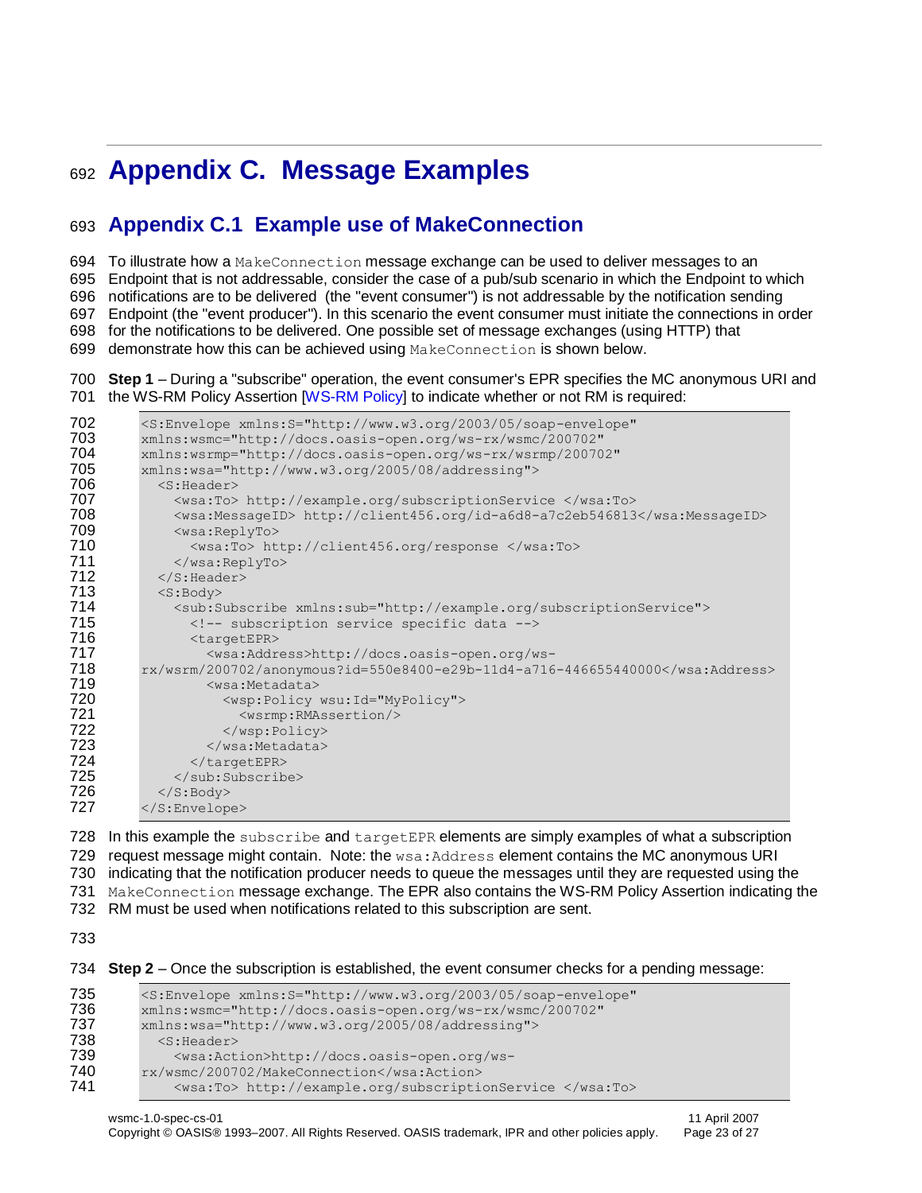# Appendix C. Message Examples

## Appendix C.1 Example use of MakeConnection

To illustrate how a `MakeConnection` message exchange can be used to deliver messages to an Endpoint that is not addressable, consider the case of a pub/sub scenario in which the Endpoint to which notifications are to be delivered (the "event consumer") is not addressable by the notification sending Endpoint (the "event producer"). In this scenario the event consumer must initiate the connections in order for the notifications to be delivered. One possible set of message exchanges (using HTTP) that demonstrate how this can be achieved using `MakeConnection` is shown below.

**Step 1** – During a "subscribe" operation, the event consumer's EPR specifies the MC anonymous URI and the WS-RM Policy Assertion [WS-RM Policy] to indicate whether or not RM is required:

```
<S:Envelope xmlns:S="http://www.w3.org/2003/05/soap-envelope"
xmlns:wsmc="http://docs.oasis-open.org/ws-rx/wsmc/200702"
xmlns:wsrmp="http://docs.oasis-open.org/ws-rx/wsrmp/200702"
xmlns:wsa="http://www.w3.org/2005/08/addressing">
  <S:Header>
    <wsa:To> http://example.org/subscriptionService </wsa:To>
    <wsa:MessageID> http://client456.org/id-a6d8-a7c2eb546813</wsa:MessageID>
    <wsa:ReplyTo>
      <wsa:To> http://client456.org/response </wsa:To>
    </wsa:ReplyTo>
  </S:Header>
  <S:Body>
    <sub:Subscribe xmlns:sub="http://example.org/subscriptionService">
      <!-- subscription service specific data -->
      <targetEPR>
        <wsa:Address>http://docs.oasis-open.org/ws-
rx/wsrm/200702/anonymous?id=550e8400-e29b-11d4-a716-446655440000</wsa:Address>
        <wsa:Metadata>
          <wsp:Policy wsu:Id="MyPolicy">
            <wsrmp:RMAssertion/>
          </wsp:Policy>
        </wsa:Metadata>
      </targetEPR>
    </sub:Subscribe>
  </S:Body>
</S:Envelope>
```

In this example the `subscribe` and `targetEPR` elements are simply examples of what a subscription request message might contain. Note: the `wsa:Address` element contains the MC anonymous URI indicating that the notification producer needs to queue the messages until they are requested using the `MakeConnection` message exchange. The EPR also contains the WS-RM Policy Assertion indicating the RM must be used when notifications related to this subscription are sent.

**Step 2** – Once the subscription is established, the event consumer checks for a pending message:

```
<S:Envelope xmlns:S="http://www.w3.org/2003/05/soap-envelope"
xmlns:wsmc="http://docs.oasis-open.org/ws-rx/wsmc/200702"
xmlns:wsa="http://www.w3.org/2005/08/addressing">
  <S:Header>
    <wsa:Action>http://docs.oasis-open.org/ws-
rx/wsmc/200702/MakeConnection</wsa:Action>
    <wsa:To> http://example.org/subscriptionService </wsa:To>
```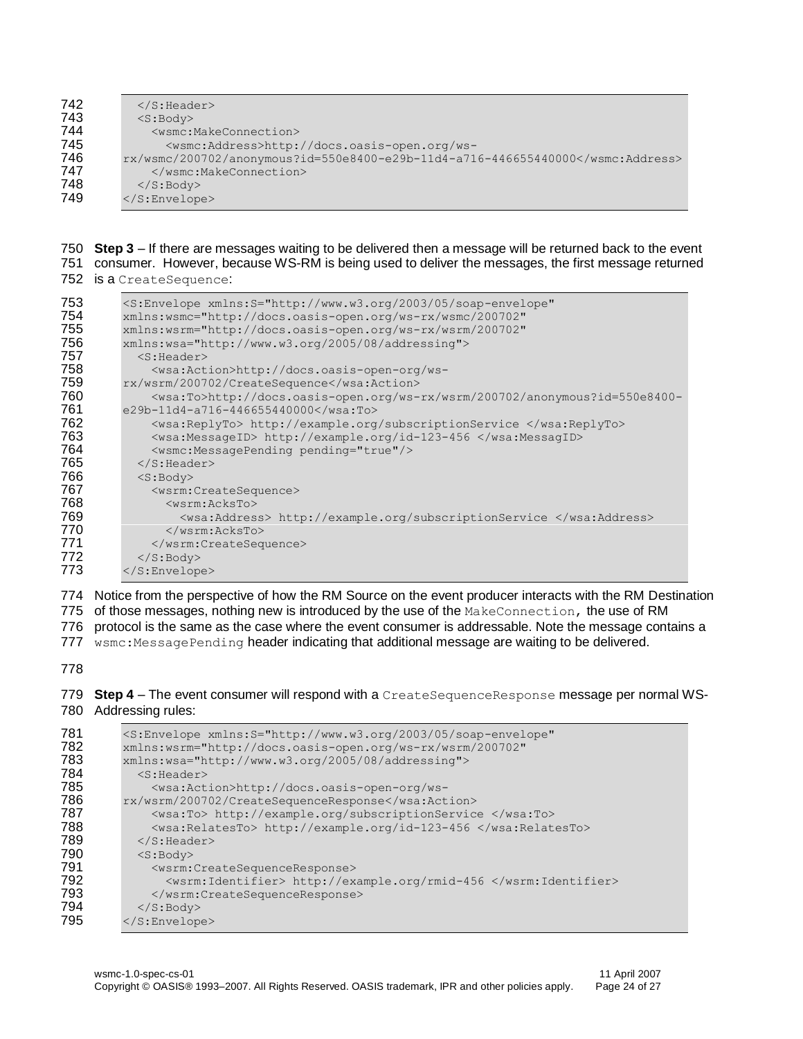```
      </S:Header>
      <S:Body>
        <wsmc:MakeConnection>
          <wsmc:Address>http://docs.oasis-open.org/ws-
rx/wsmc/200702/anonymous?id=550e8400-e29b-11d4-a716-446655440000</wsmc:Address>
        </wsmc:MakeConnection>
      </S:Body>
    </S:Envelope>
```

**Step 3** – If there are messages waiting to be delivered then a message will be returned back to the event consumer. However, because WS-RM is being used to deliver the messages, the first message returned is a `CreateSequence`:

```
<S:Envelope xmlns:S="http://www.w3.org/2003/05/soap-envelope"
xmlns:wsmc="http://docs.oasis-open.org/ws-rx/wsmc/200702"
xmlns:wsrm="http://docs.oasis-open.org/ws-rx/wsrm/200702"
xmlns:wsa="http://www.w3.org/2005/08/addressing">
  <S:Header>
    <wsa:Action>http://docs.oasis-open-org/ws-
rx/wsrm/200702/CreateSequence</wsa:Action>
    <wsa:To>http://docs.oasis-open.org/ws-rx/wsrm/200702/anonymous?id=550e8400-
e29b-11d4-a716-446655440000</wsa:To>
    <wsa:ReplyTo> http://example.org/subscriptionService </wsa:ReplyTo>
    <wsa:MessageID> http://example.org/id-123-456 </wsa:MessagID>
    <wsmc:MessagePending pending="true"/>
  </S:Header>
  <S:Body>
    <wsrm:CreateSequence>
      <wsrm:AcksTo>
        <wsa:Address> http://example.org/subscriptionService </wsa:Address>
      </wsrm:AcksTo>
    </wsrm:CreateSequence>
  </S:Body>
</S:Envelope>
```

Notice from the perspective of how the RM Source on the event producer interacts with the RM Destination of those messages, nothing new is introduced by the use of the `MakeConnection`, the use of RM protocol is the same as the case where the event consumer is addressable. Note the message contains a `wsmc:MessagePending` header indicating that additional message are waiting to be delivered.

**Step 4** – The event consumer will respond with a `CreateSequenceResponse` message per normal WS-Addressing rules:

```
<S:Envelope xmlns:S="http://www.w3.org/2003/05/soap-envelope"
xmlns:wsrm="http://docs.oasis-open.org/ws-rx/wsrm/200702"
xmlns:wsa="http://www.w3.org/2005/08/addressing">
  <S:Header>
    <wsa:Action>http://docs.oasis-open-org/ws-
rx/wsrm/200702/CreateSequenceResponse</wsa:Action>
    <wsa:To> http://example.org/subscriptionService </wsa:To>
    <wsa:RelatesTo> http://example.org/id-123-456 </wsa:RelatesTo>
  </S:Header>
  <S:Body>
    <wsrm:CreateSequenceResponse>
      <wsrm:Identifier> http://example.org/rmid-456 </wsrm:Identifier>
    </wsrm:CreateSequenceResponse>
  </S:Body>
</S:Envelope>
```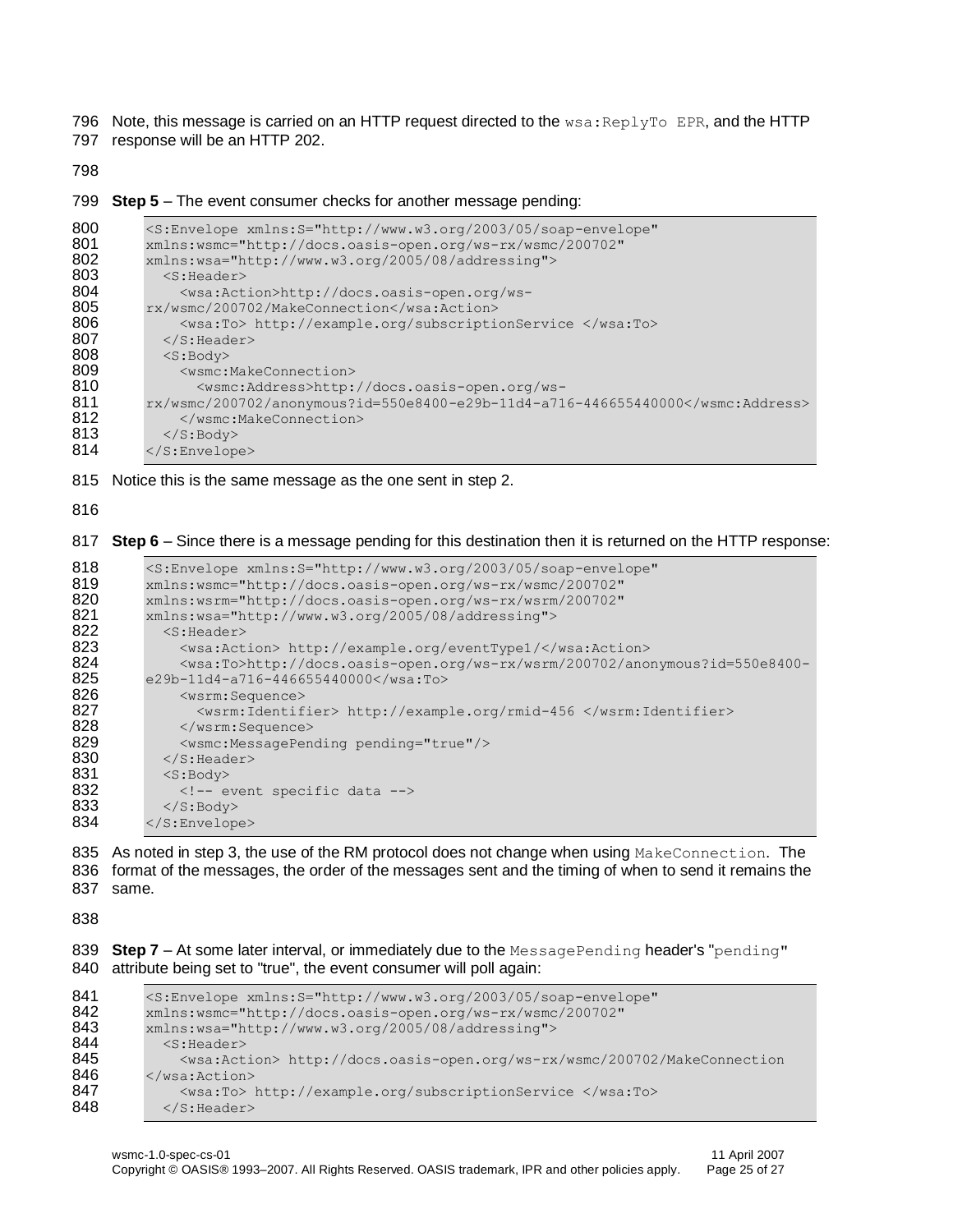Note, this message is carried on an HTTP request directed to the `wsa:ReplyTo EPR`, and the HTTP response will be an HTTP 202.

**Step 5** – The event consumer checks for another message pending:

```
<S:Envelope xmlns:S="http://www.w3.org/2003/05/soap-envelope"
xmlns:wsmc="http://docs.oasis-open.org/ws-rx/wsmc/200702"
xmlns:wsa="http://www.w3.org/2005/08/addressing">
  <S:Header>
    <wsa:Action>http://docs.oasis-open.org/ws-
rx/wsmc/200702/MakeConnection</wsa:Action>
    <wsa:To> http://example.org/subscriptionService </wsa:To>
  </S:Header>
  <S:Body>
    <wsmc:MakeConnection>
      <wsmc:Address>http://docs.oasis-open.org/ws-
rx/wsmc/200702/anonymous?id=550e8400-e29b-11d4-a716-446655440000</wsmc:Address>
    </wsmc:MakeConnection>
  </S:Body>
</S:Envelope>
```

Notice this is the same message as the one sent in step 2.

**Step 6** – Since there is a message pending for this destination then it is returned on the HTTP response:

```
<S:Envelope xmlns:S="http://www.w3.org/2003/05/soap-envelope"
xmlns:wsmc="http://docs.oasis-open.org/ws-rx/wsmc/200702"
xmlns:wsrm="http://docs.oasis-open.org/ws-rx/wsrm/200702"
xmlns:wsa="http://www.w3.org/2005/08/addressing">
  <S:Header>
    <wsa:Action> http://example.org/eventType1/</wsa:Action>
    <wsa:To>http://docs.oasis-open.org/ws-rx/wsrm/200702/anonymous?id=550e8400-
e29b-11d4-a716-446655440000</wsa:To>
    <wsrm:Sequence>
      <wsrm:Identifier> http://example.org/rmid-456 </wsrm:Identifier>
    </wsrm:Sequence>
    <wsmc:MessagePending pending="true"/>
  </S:Header>
  <S:Body>
    <!-- event specific data -->
  </S:Body>
</S:Envelope>
```

As noted in step 3, the use of the RM protocol does not change when using `MakeConnection`. The format of the messages, the order of the messages sent and the timing of when to send it remains the same.

**Step 7** – At some later interval, or immediately due to the `MessagePending` header's "`pending`" attribute being set to "true", the event consumer will poll again:

```
<S:Envelope xmlns:S="http://www.w3.org/2003/05/soap-envelope"
xmlns:wsmc="http://docs.oasis-open.org/ws-rx/wsmc/200702"
xmlns:wsa="http://www.w3.org/2005/08/addressing">
  <S:Header>
    <wsa:Action> http://docs.oasis-open.org/ws-rx/wsmc/200702/MakeConnection
</wsa:Action>
    <wsa:To> http://example.org/subscriptionService </wsa:To>
  </S:Header>
```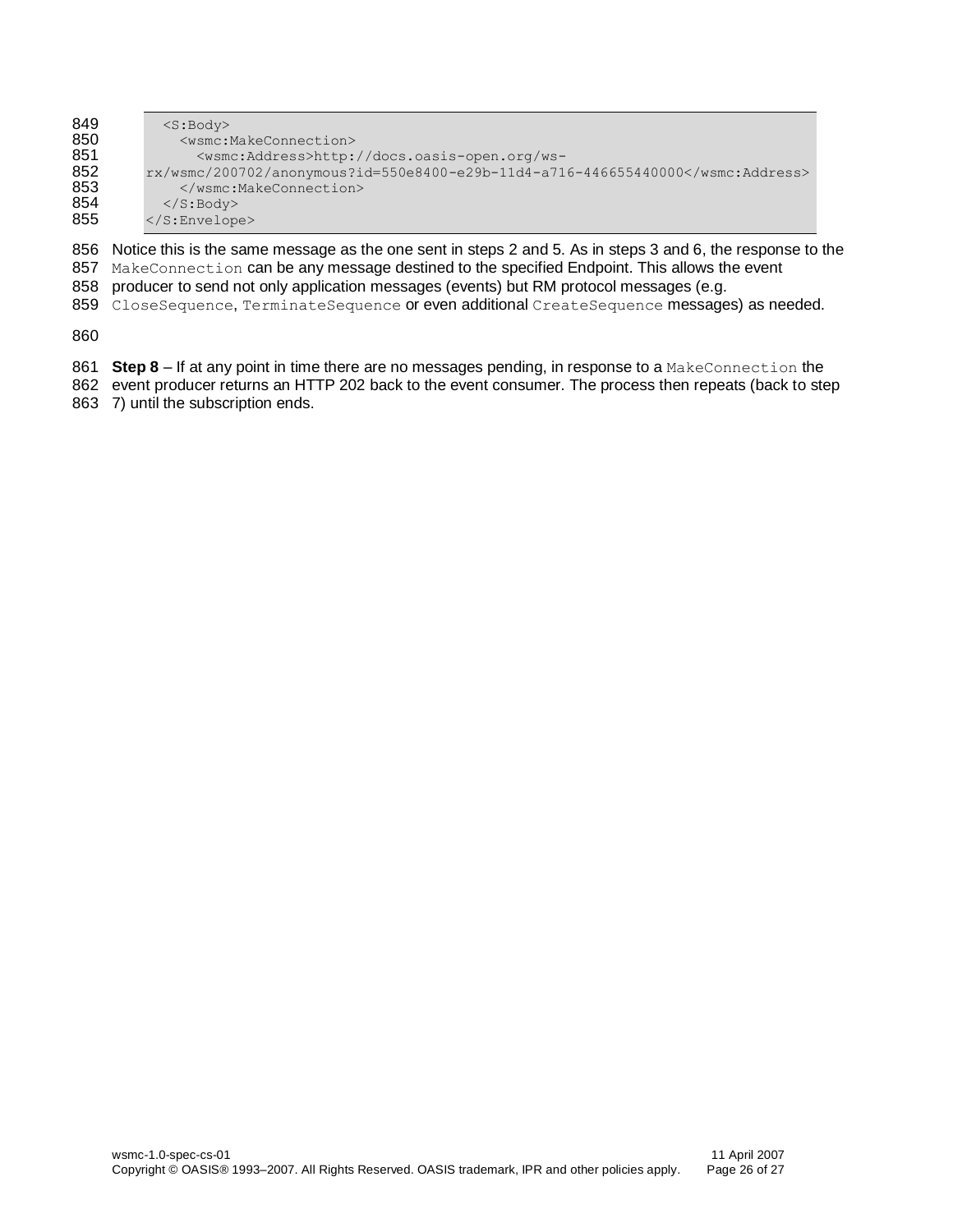```
    <S:Body>
      <wsmc:MakeConnection>
        <wsmc:Address>http://docs.oasis-open.org/ws-
rx/wsmc/200702/anonymous?id=550e8400-e29b-11d4-a716-446655440000</wsmc:Address>
      </wsmc:MakeConnection>
    </S:Body>
</S:Envelope>
```

Notice this is the same message as the one sent in steps 2 and 5. As in steps 3 and 6, the response to the `MakeConnection` can be any message destined to the specified Endpoint. This allows the event producer to send not only application messages (events) but RM protocol messages (e.g. `CloseSequence`, `TerminateSequence` or even additional `CreateSequence` messages) as needed.

**Step 8** – If at any point in time there are no messages pending, in response to a `MakeConnection` the event producer returns an HTTP 202 back to the event consumer. The process then repeats (back to step 7) until the subscription ends.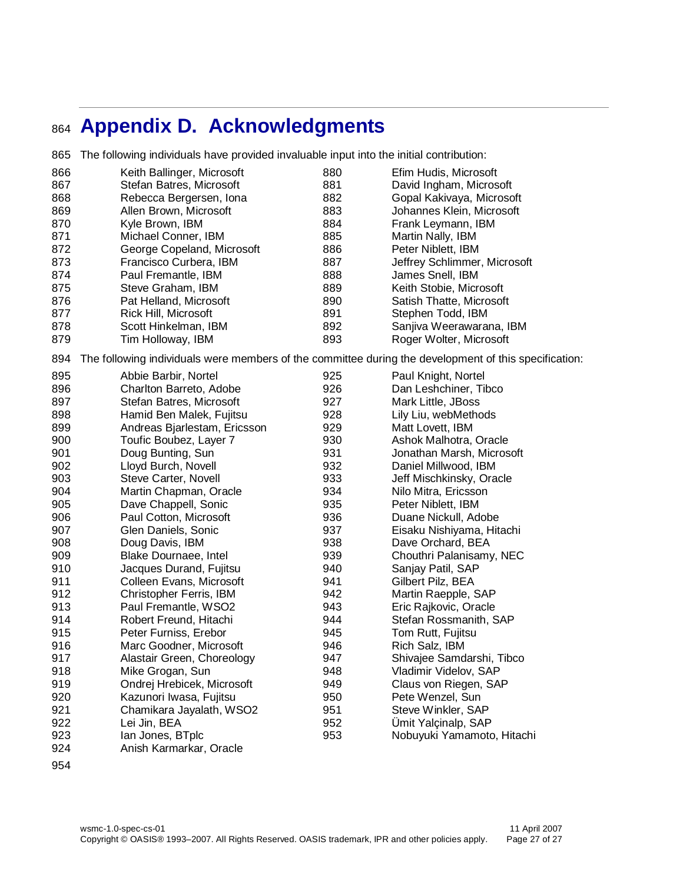# Appendix D. Acknowledgments

The following individuals have provided invaluable input into the initial contribution:

- Keith Ballinger, Microsoft
- Stefan Batres, Microsoft
- Rebecca Bergersen, Iona
- Allen Brown, Microsoft
- Kyle Brown, IBM
- Michael Conner, IBM
- George Copeland, Microsoft
- Francisco Curbera, IBM
- Paul Fremantle, IBM
- Steve Graham, IBM
- Pat Helland, Microsoft
- Rick Hill, Microsoft
- Scott Hinkelman, IBM
- Tim Holloway, IBM
- Efim Hudis, Microsoft
- David Ingham, Microsoft
- Gopal Kakivaya, Microsoft
- Johannes Klein, Microsoft
- Frank Leymann, IBM
- Martin Nally, IBM
- Peter Niblett, IBM
- Jeffrey Schlimmer, Microsoft
- James Snell, IBM
- Keith Stobie, Microsoft
- Satish Thatte, Microsoft
- Stephen Todd, IBM
- Sanjiva Weerawarana, IBM
- Roger Wolter, Microsoft

The following individuals were members of the committee during the development of this specification:

- Abbie Barbir, Nortel
- Charlton Barreto, Adobe
- Stefan Batres, Microsoft
- Hamid Ben Malek, Fujitsu
- Andreas Bjarlestam, Ericsson
- Toufic Boubez, Layer 7
- Doug Bunting, Sun
- Lloyd Burch, Novell
- Steve Carter, Novell
- Martin Chapman, Oracle
- Dave Chappell, Sonic
- Paul Cotton, Microsoft
- Glen Daniels, Sonic
- Doug Davis, IBM
- Blake Dournaee, Intel
- Jacques Durand, Fujitsu
- Colleen Evans, Microsoft
- Christopher Ferris, IBM
- Paul Fremantle, WSO2
- Robert Freund, Hitachi
- Peter Furniss, Erebor
- Marc Goodner, Microsoft
- Alastair Green, Choreology
- Mike Grogan, Sun
- Ondrej Hrebicek, Microsoft
- Kazunori Iwasa, Fujitsu
- Chamikara Jayalath, WSO2
- Lei Jin, BEA
- Ian Jones, BTplc
- Anish Karmarkar, Oracle
- Paul Knight, Nortel
- Dan Leshchiner, Tibco
- Mark Little, JBoss
- Lily Liu, webMethods
- Matt Lovett, IBM
- Ashok Malhotra, Oracle
- Jonathan Marsh, Microsoft
- Daniel Millwood, IBM
- Jeff Mischkinsky, Oracle
- Nilo Mitra, Ericsson
- Peter Niblett, IBM
- Duane Nickull, Adobe
- Eisaku Nishiyama, Hitachi
- Dave Orchard, BEA
- Chouthri Palanisamy, NEC
- Sanjay Patil, SAP
- Gilbert Pilz, BEA
- Martin Raepple, SAP
- Eric Rajkovic, Oracle
- Stefan Rossmanith, SAP
- Tom Rutt, Fujitsu
- Rich Salz, IBM
- Shivajee Samdarshi, Tibco
- Vladimir Videlov, SAP
- Claus von Riegen, SAP
- Pete Wenzel, Sun
- Steve Winkler, SAP
- Ümit Yalçinalp, SAP
- Nobuyuki Yamamoto, Hitachi